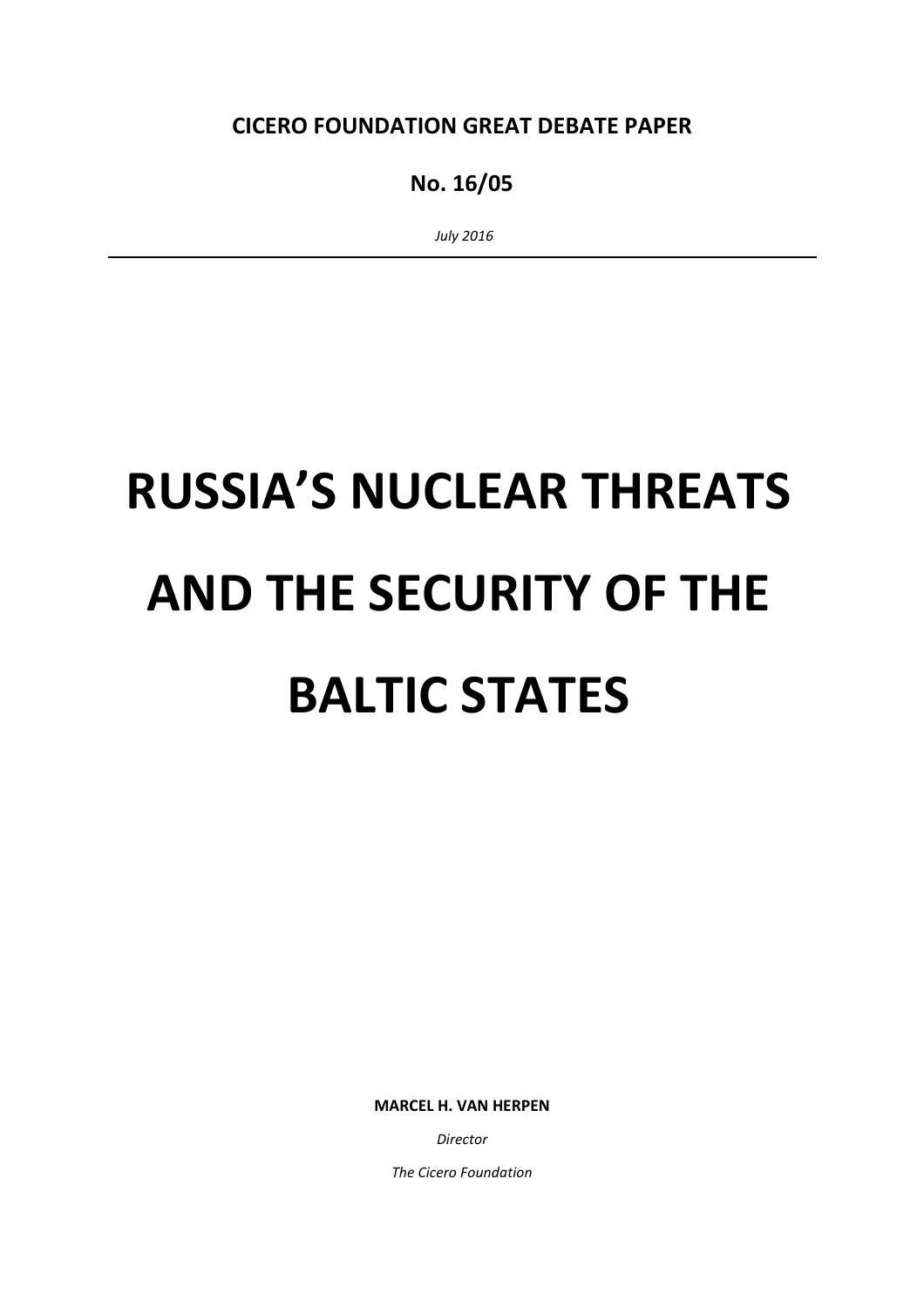**CICERO FOUNDATION GREAT DEBATE PAPER**

**No. 16/05**

*July 2016*

---

# RUSSIA'S NUCLEAR THREATS AND THE SECURITY OF THE BALTIC STATES

**MARCEL H. VAN HERPEN**

*Director*

*The Cicero Foundation*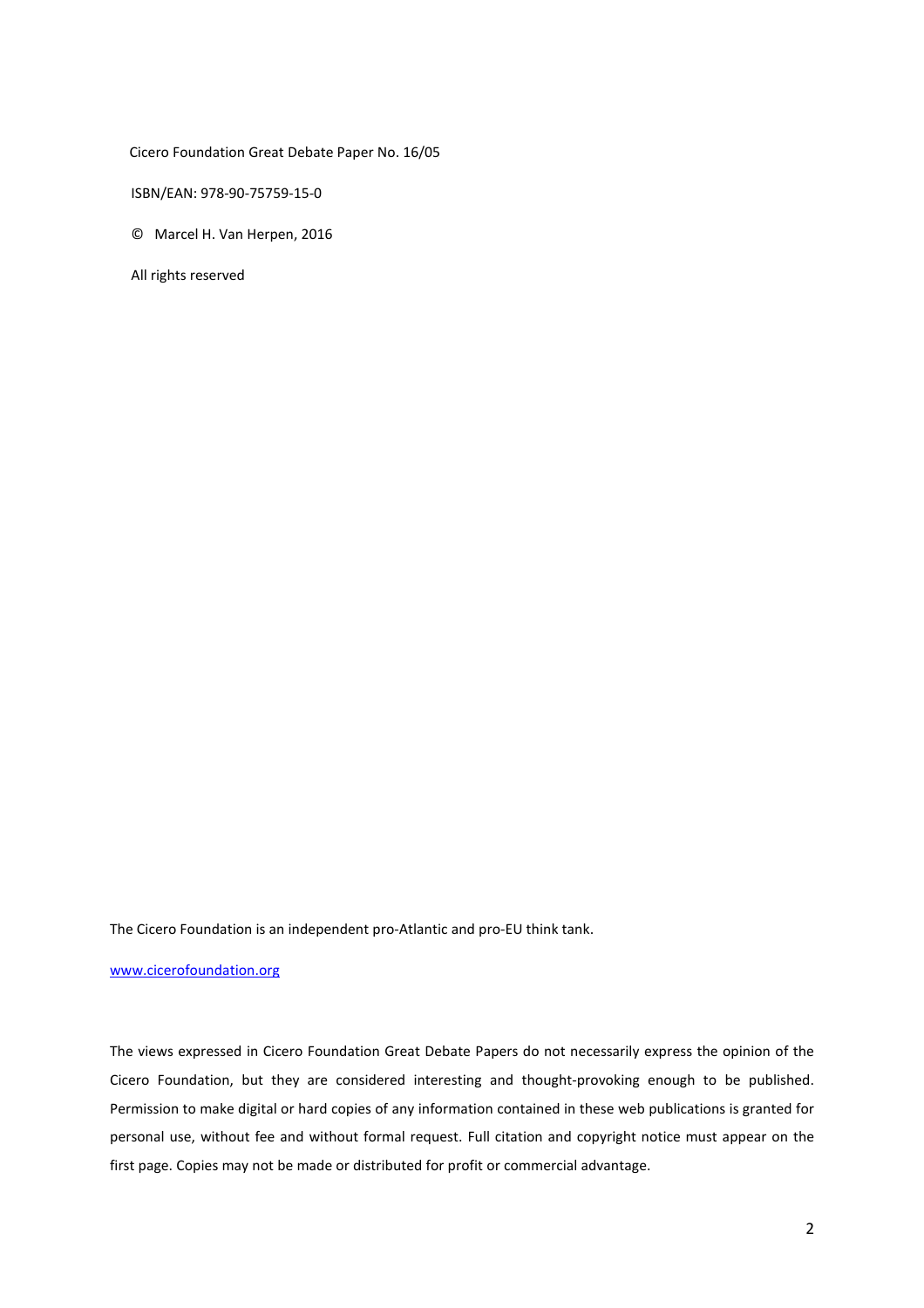Cicero Foundation Great Debate Paper No. 16/05

ISBN/EAN: 978-90-75759-15-0

© Marcel H. Van Herpen, 2016

All rights reserved

The Cicero Foundation is an independent pro-Atlantic and pro-EU think tank.

www.cicerofoundation.org

The views expressed in Cicero Foundation Great Debate Papers do not necessarily express the opinion of the Cicero Foundation, but they are considered interesting and thought-provoking enough to be published. Permission to make digital or hard copies of any information contained in these web publications is granted for personal use, without fee and without formal request. Full citation and copyright notice must appear on the first page. Copies may not be made or distributed for profit or commercial advantage.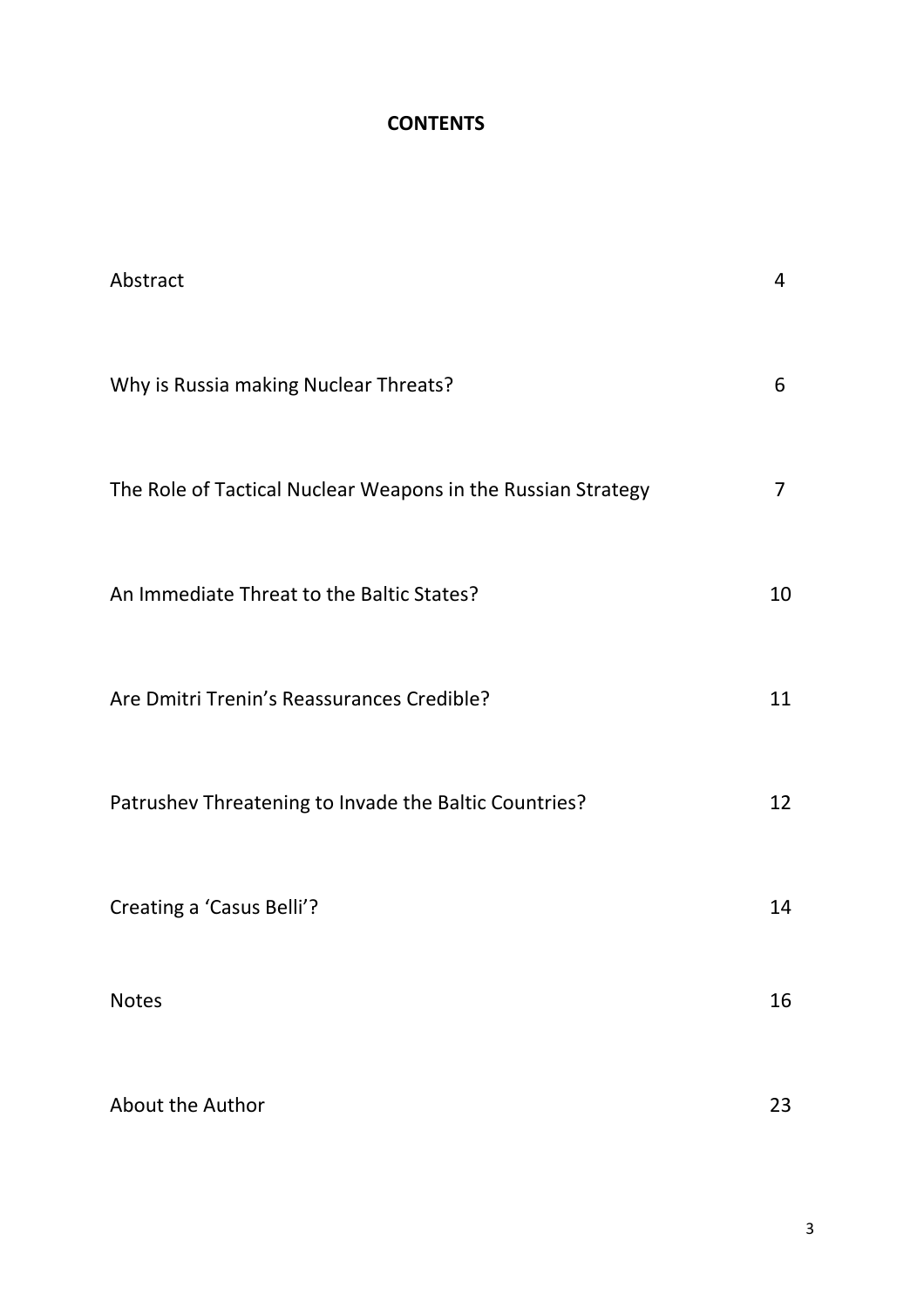**CONTENTS**

| | |
|---|---|
| Abstract | 4 |
| Why is Russia making Nuclear Threats? | 6 |
| The Role of Tactical Nuclear Weapons in the Russian Strategy | 7 |
| An Immediate Threat to the Baltic States? | 10 |
| Are Dmitri Trenin's Reassurances Credible? | 11 |
| Patrushev Threatening to Invade the Baltic Countries? | 12 |
| Creating a 'Casus Belli'? | 14 |
| Notes | 16 |
| About the Author | 23 |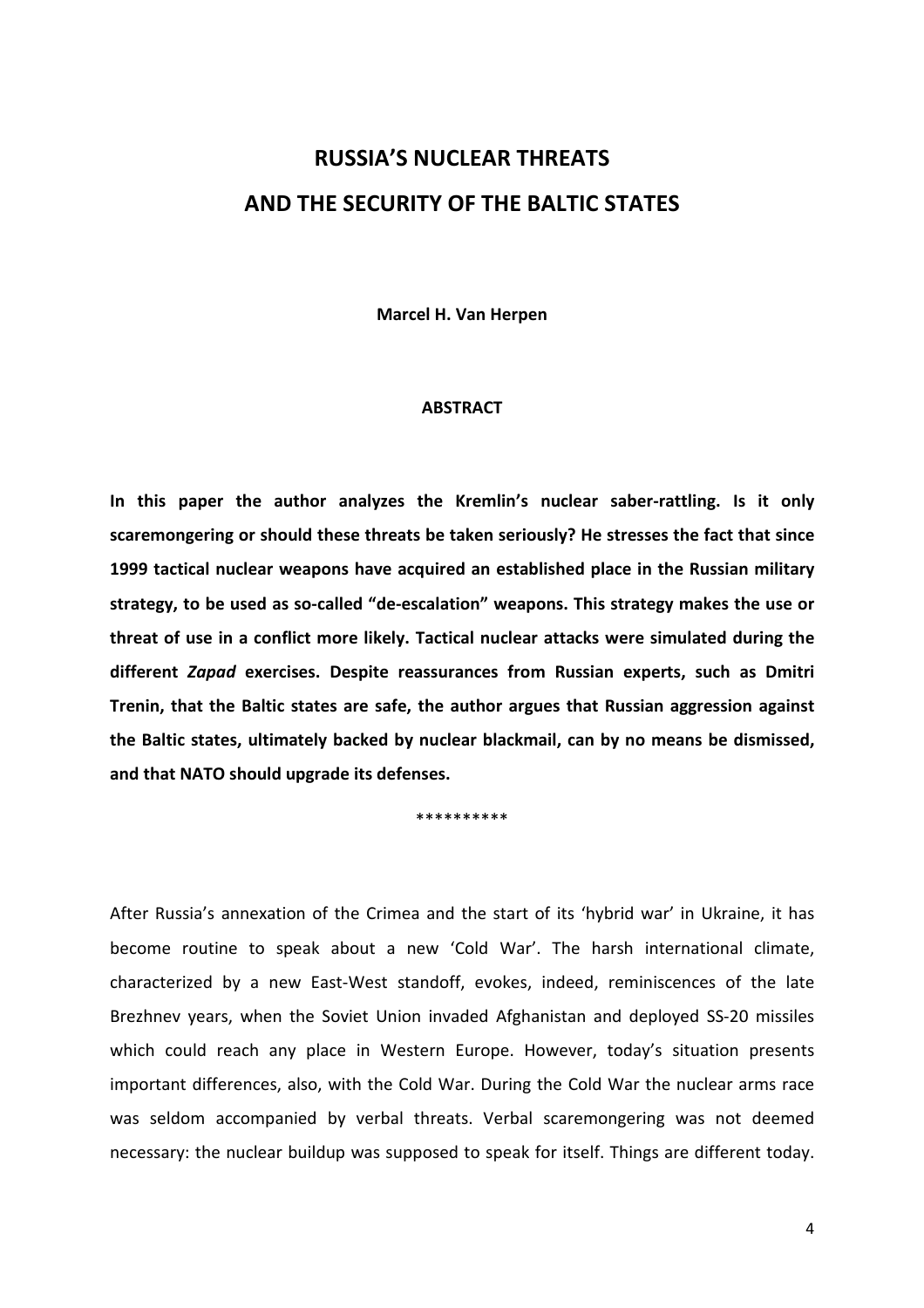# RUSSIA'S NUCLEAR THREATS AND THE SECURITY OF THE BALTIC STATES

**Marcel H. Van Herpen**

**ABSTRACT**

**In this paper the author analyzes the Kremlin's nuclear saber-rattling. Is it only scaremongering or should these threats be taken seriously? He stresses the fact that since 1999 tactical nuclear weapons have acquired an established place in the Russian military strategy, to be used as so-called "de-escalation" weapons. This strategy makes the use or threat of use in a conflict more likely. Tactical nuclear attacks were simulated during the different *Zapad* exercises. Despite reassurances from Russian experts, such as Dmitri Trenin, that the Baltic states are safe, the author argues that Russian aggression against the Baltic states, ultimately backed by nuclear blackmail, can by no means be dismissed, and that NATO should upgrade its defenses.**

**********

After Russia's annexation of the Crimea and the start of its 'hybrid war' in Ukraine, it has become routine to speak about a new 'Cold War'. The harsh international climate, characterized by a new East-West standoff, evokes, indeed, reminiscences of the late Brezhnev years, when the Soviet Union invaded Afghanistan and deployed SS-20 missiles which could reach any place in Western Europe. However, today's situation presents important differences, also, with the Cold War. During the Cold War the nuclear arms race was seldom accompanied by verbal threats. Verbal scaremongering was not deemed necessary: the nuclear buildup was supposed to speak for itself. Things are different today.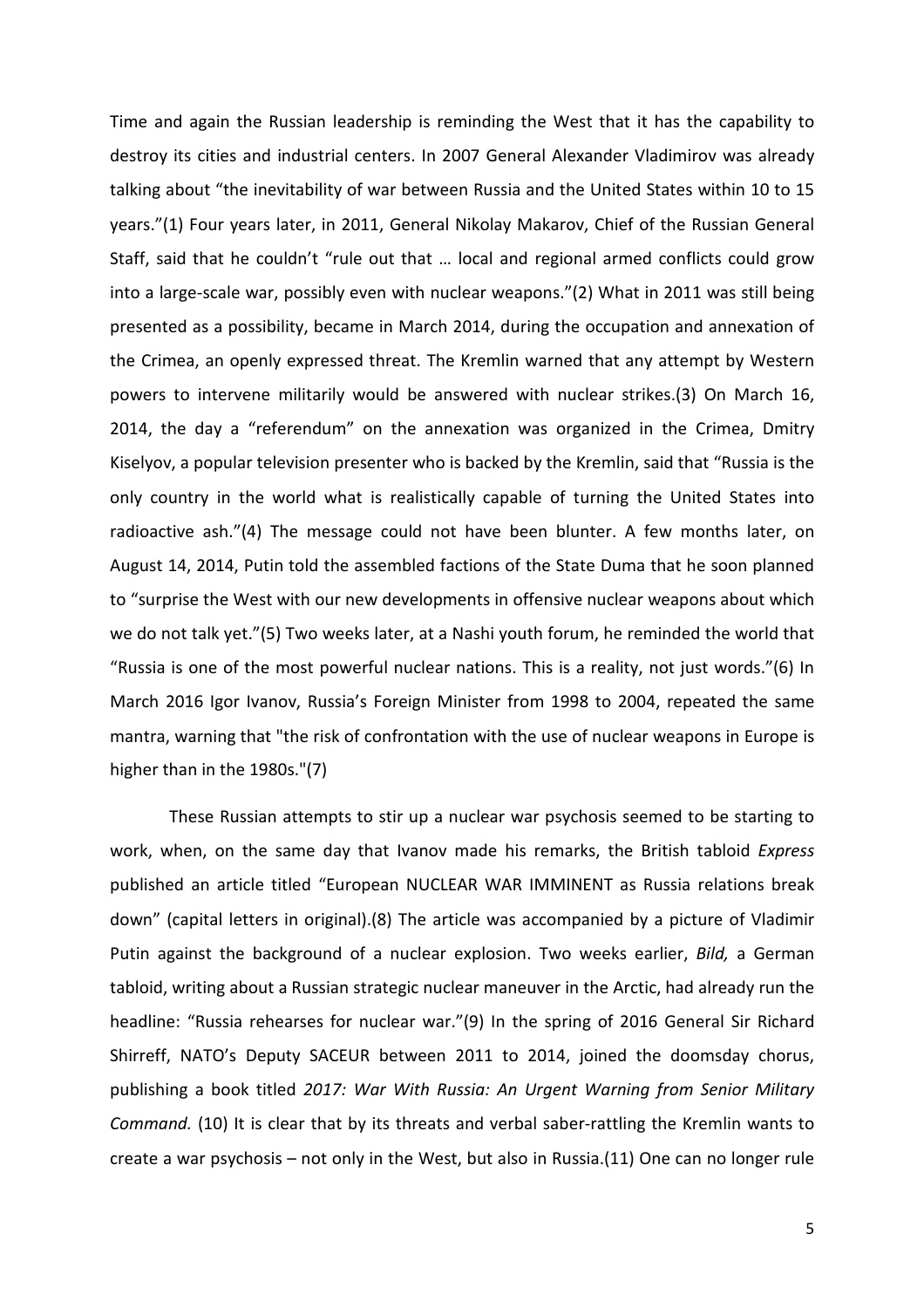Time and again the Russian leadership is reminding the West that it has the capability to destroy its cities and industrial centers. In 2007 General Alexander Vladimirov was already talking about “the inevitability of war between Russia and the United States within 10 to 15 years.”(1) Four years later, in 2011, General Nikolay Makarov, Chief of the Russian General Staff, said that he couldn’t “rule out that … local and regional armed conflicts could grow into a large-scale war, possibly even with nuclear weapons.”(2) What in 2011 was still being presented as a possibility, became in March 2014, during the occupation and annexation of the Crimea, an openly expressed threat. The Kremlin warned that any attempt by Western powers to intervene militarily would be answered with nuclear strikes.(3) On March 16, 2014, the day a “referendum” on the annexation was organized in the Crimea, Dmitry Kiselyov, a popular television presenter who is backed by the Kremlin, said that “Russia is the only country in the world what is realistically capable of turning the United States into radioactive ash.”(4) The message could not have been blunter. A few months later, on August 14, 2014, Putin told the assembled factions of the State Duma that he soon planned to “surprise the West with our new developments in offensive nuclear weapons about which we do not talk yet.”(5) Two weeks later, at a Nashi youth forum, he reminded the world that “Russia is one of the most powerful nuclear nations. This is a reality, not just words.”(6) In March 2016 Igor Ivanov, Russia’s Foreign Minister from 1998 to 2004, repeated the same mantra, warning that "the risk of confrontation with the use of nuclear weapons in Europe is higher than in the 1980s."(7)

These Russian attempts to stir up a nuclear war psychosis seemed to be starting to work, when, on the same day that Ivanov made his remarks, the British tabloid *Express* published an article titled “European NUCLEAR WAR IMMINENT as Russia relations break down” (capital letters in original).(8) The article was accompanied by a picture of Vladimir Putin against the background of a nuclear explosion. Two weeks earlier, *Bild,* a German tabloid, writing about a Russian strategic nuclear maneuver in the Arctic, had already run the headline: “Russia rehearses for nuclear war.”(9) In the spring of 2016 General Sir Richard Shirreff, NATO’s Deputy SACEUR between 2011 to 2014, joined the doomsday chorus, publishing a book titled *2017: War With Russia: An Urgent Warning from Senior Military Command.* (10) It is clear that by its threats and verbal saber-rattling the Kremlin wants to create a war psychosis – not only in the West, but also in Russia.(11) One can no longer rule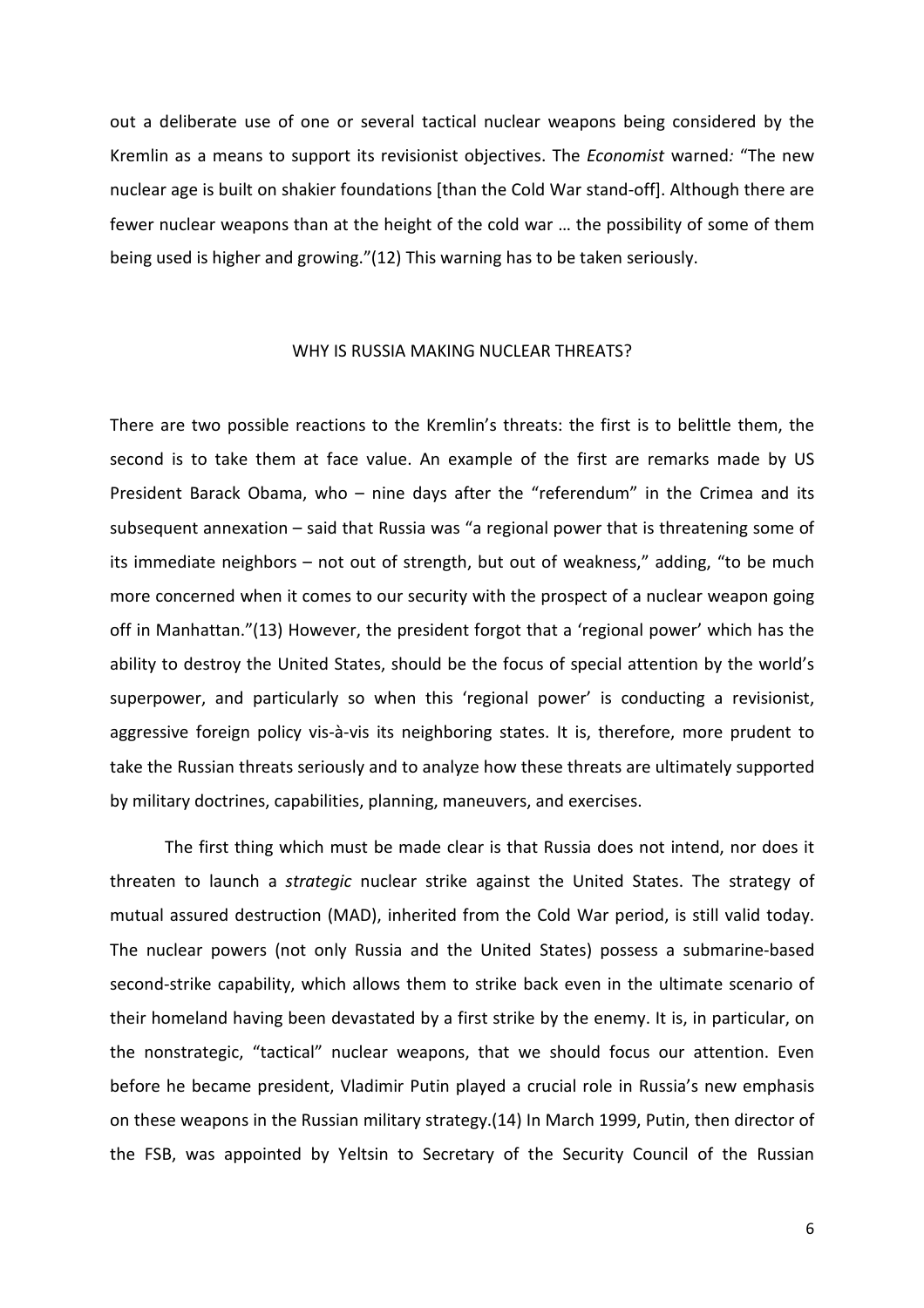out a deliberate use of one or several tactical nuclear weapons being considered by the Kremlin as a means to support its revisionist objectives. The *Economist* warned*:* "The new nuclear age is built on shakier foundations [than the Cold War stand-off]. Although there are fewer nuclear weapons than at the height of the cold war … the possibility of some of them being used is higher and growing."(12) This warning has to be taken seriously.

## WHY IS RUSSIA MAKING NUCLEAR THREATS?

There are two possible reactions to the Kremlin's threats: the first is to belittle them, the second is to take them at face value. An example of the first are remarks made by US President Barack Obama, who – nine days after the "referendum" in the Crimea and its subsequent annexation – said that Russia was "a regional power that is threatening some of its immediate neighbors – not out of strength, but out of weakness," adding, "to be much more concerned when it comes to our security with the prospect of a nuclear weapon going off in Manhattan."(13) However, the president forgot that a 'regional power' which has the ability to destroy the United States, should be the focus of special attention by the world's superpower, and particularly so when this 'regional power' is conducting a revisionist, aggressive foreign policy vis-à-vis its neighboring states. It is, therefore, more prudent to take the Russian threats seriously and to analyze how these threats are ultimately supported by military doctrines, capabilities, planning, maneuvers, and exercises.

The first thing which must be made clear is that Russia does not intend, nor does it threaten to launch a *strategic* nuclear strike against the United States. The strategy of mutual assured destruction (MAD), inherited from the Cold War period, is still valid today. The nuclear powers (not only Russia and the United States) possess a submarine-based second-strike capability, which allows them to strike back even in the ultimate scenario of their homeland having been devastated by a first strike by the enemy. It is, in particular, on the nonstrategic, "tactical" nuclear weapons, that we should focus our attention. Even before he became president, Vladimir Putin played a crucial role in Russia's new emphasis on these weapons in the Russian military strategy.(14) In March 1999, Putin, then director of the FSB, was appointed by Yeltsin to Secretary of the Security Council of the Russian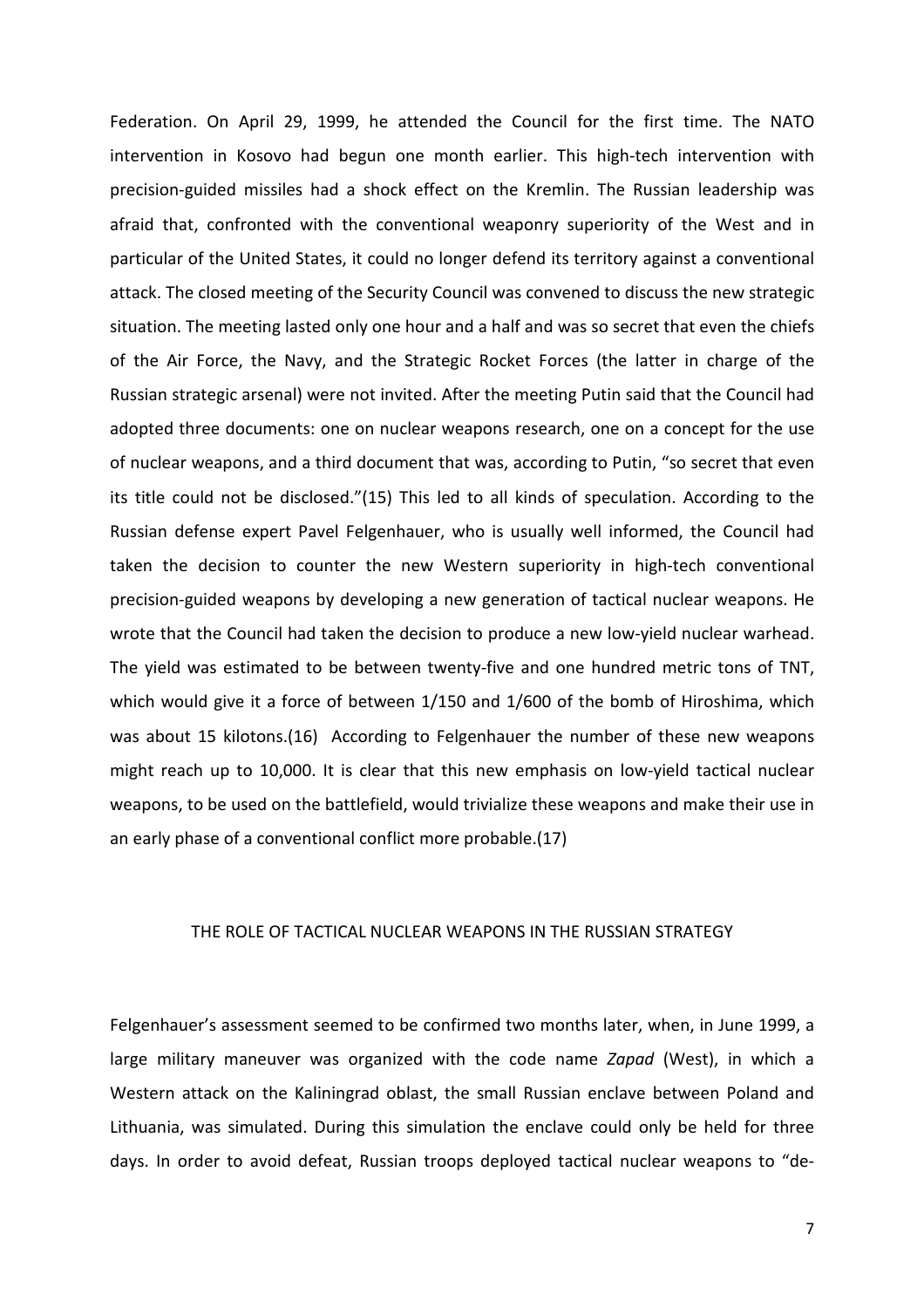Federation. On April 29, 1999, he attended the Council for the first time. The NATO intervention in Kosovo had begun one month earlier. This high-tech intervention with precision-guided missiles had a shock effect on the Kremlin. The Russian leadership was afraid that, confronted with the conventional weaponry superiority of the West and in particular of the United States, it could no longer defend its territory against a conventional attack. The closed meeting of the Security Council was convened to discuss the new strategic situation. The meeting lasted only one hour and a half and was so secret that even the chiefs of the Air Force, the Navy, and the Strategic Rocket Forces (the latter in charge of the Russian strategic arsenal) were not invited. After the meeting Putin said that the Council had adopted three documents: one on nuclear weapons research, one on a concept for the use of nuclear weapons, and a third document that was, according to Putin, "so secret that even its title could not be disclosed."(15) This led to all kinds of speculation. According to the Russian defense expert Pavel Felgenhauer, who is usually well informed, the Council had taken the decision to counter the new Western superiority in high-tech conventional precision-guided weapons by developing a new generation of tactical nuclear weapons. He wrote that the Council had taken the decision to produce a new low-yield nuclear warhead. The yield was estimated to be between twenty-five and one hundred metric tons of TNT, which would give it a force of between 1/150 and 1/600 of the bomb of Hiroshima, which was about 15 kilotons.(16) According to Felgenhauer the number of these new weapons might reach up to 10,000. It is clear that this new emphasis on low-yield tactical nuclear weapons, to be used on the battlefield, would trivialize these weapons and make their use in an early phase of a conventional conflict more probable.(17)

## THE ROLE OF TACTICAL NUCLEAR WEAPONS IN THE RUSSIAN STRATEGY

Felgenhauer's assessment seemed to be confirmed two months later, when, in June 1999, a large military maneuver was organized with the code name *Zapad* (West), in which a Western attack on the Kaliningrad oblast, the small Russian enclave between Poland and Lithuania, was simulated. During this simulation the enclave could only be held for three days. In order to avoid defeat, Russian troops deployed tactical nuclear weapons to "de-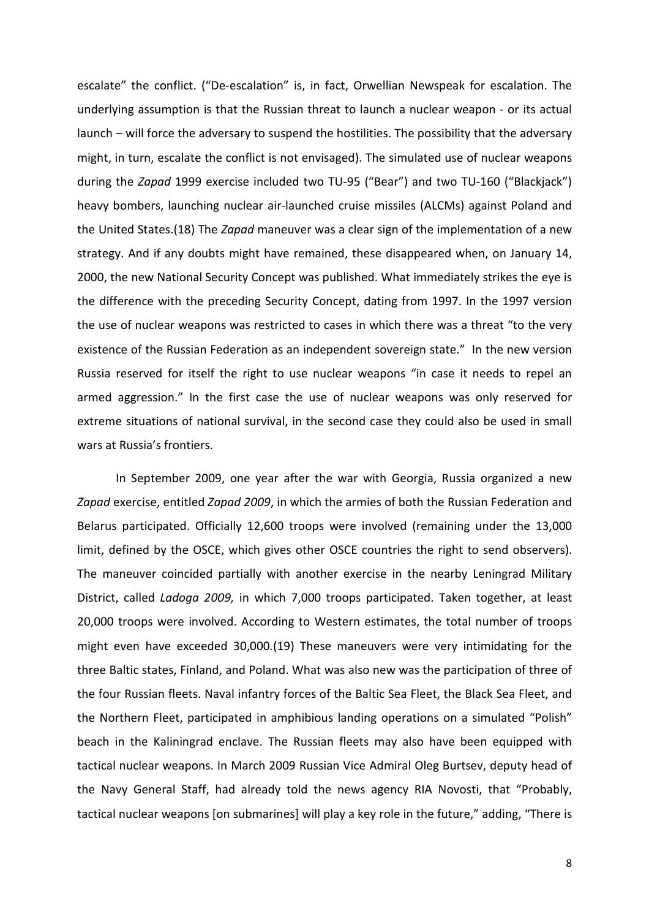escalate" the conflict. ("De-escalation" is, in fact, Orwellian Newspeak for escalation. The underlying assumption is that the Russian threat to launch a nuclear weapon - or its actual launch – will force the adversary to suspend the hostilities. The possibility that the adversary might, in turn, escalate the conflict is not envisaged). The simulated use of nuclear weapons during the *Zapad* 1999 exercise included two TU-95 ("Bear") and two TU-160 ("Blackjack") heavy bombers, launching nuclear air-launched cruise missiles (ALCMs) against Poland and the United States.(18) The *Zapad* maneuver was a clear sign of the implementation of a new strategy. And if any doubts might have remained, these disappeared when, on January 14, 2000, the new National Security Concept was published. What immediately strikes the eye is the difference with the preceding Security Concept, dating from 1997. In the 1997 version the use of nuclear weapons was restricted to cases in which there was a threat "to the very existence of the Russian Federation as an independent sovereign state." In the new version Russia reserved for itself the right to use nuclear weapons "in case it needs to repel an armed aggression." In the first case the use of nuclear weapons was only reserved for extreme situations of national survival, in the second case they could also be used in small wars at Russia's frontiers.

In September 2009, one year after the war with Georgia, Russia organized a new *Zapad* exercise, entitled *Zapad 2009*, in which the armies of both the Russian Federation and Belarus participated. Officially 12,600 troops were involved (remaining under the 13,000 limit, defined by the OSCE, which gives other OSCE countries the right to send observers). The maneuver coincided partially with another exercise in the nearby Leningrad Military District, called *Ladoga 2009,* in which 7,000 troops participated. Taken together, at least 20,000 troops were involved. According to Western estimates, the total number of troops might even have exceeded 30,000.(19) These maneuvers were very intimidating for the three Baltic states, Finland, and Poland. What was also new was the participation of three of the four Russian fleets. Naval infantry forces of the Baltic Sea Fleet, the Black Sea Fleet, and the Northern Fleet, participated in amphibious landing operations on a simulated "Polish" beach in the Kaliningrad enclave. The Russian fleets may also have been equipped with tactical nuclear weapons. In March 2009 Russian Vice Admiral Oleg Burtsev, deputy head of the Navy General Staff, had already told the news agency RIA Novosti, that "Probably, tactical nuclear weapons [on submarines] will play a key role in the future," adding, "There is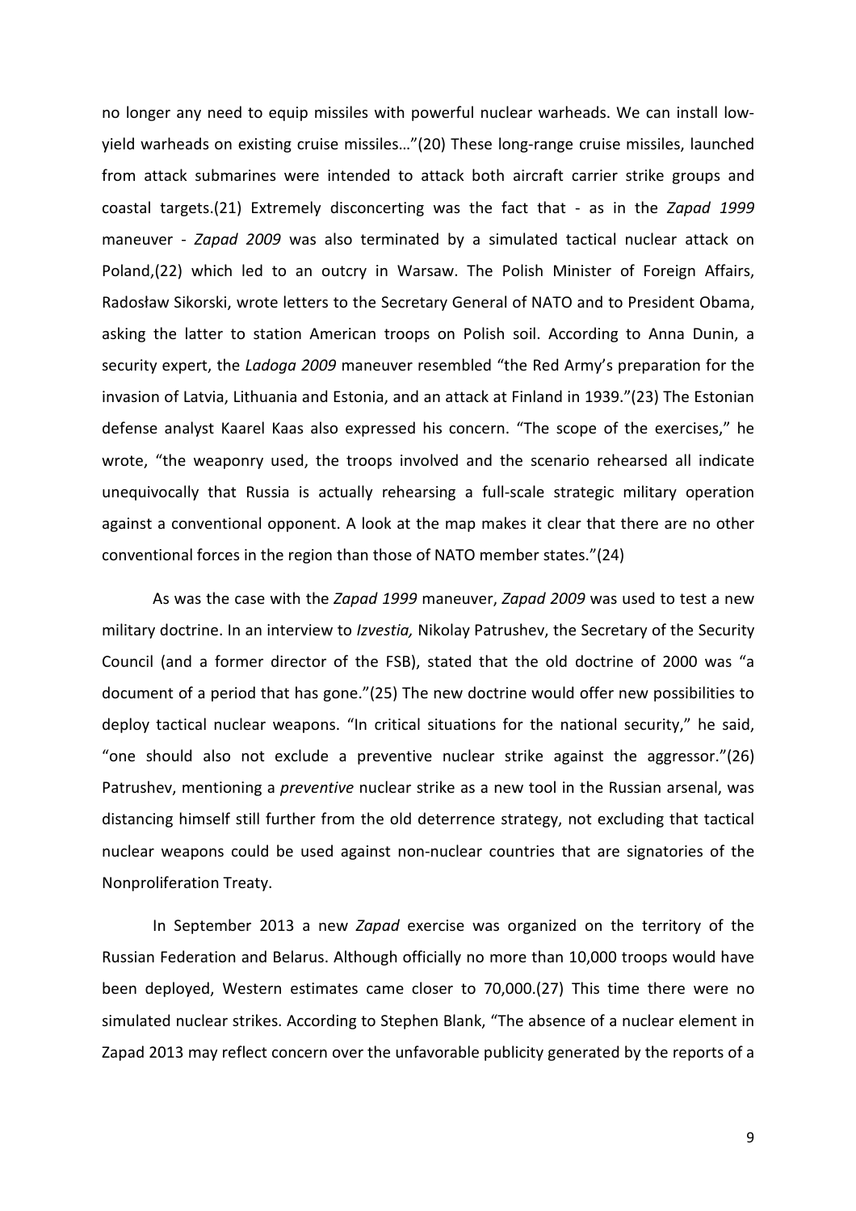no longer any need to equip missiles with powerful nuclear warheads. We can install low-yield warheads on existing cruise missiles…"(20) These long-range cruise missiles, launched from attack submarines were intended to attack both aircraft carrier strike groups and coastal targets.(21) Extremely disconcerting was the fact that - as in the *Zapad 1999* maneuver - *Zapad 2009* was also terminated by a simulated tactical nuclear attack on Poland,(22) which led to an outcry in Warsaw. The Polish Minister of Foreign Affairs, Radosław Sikorski, wrote letters to the Secretary General of NATO and to President Obama, asking the latter to station American troops on Polish soil. According to Anna Dunin, a security expert, the *Ladoga 2009* maneuver resembled "the Red Army's preparation for the invasion of Latvia, Lithuania and Estonia, and an attack at Finland in 1939."(23) The Estonian defense analyst Kaarel Kaas also expressed his concern. "The scope of the exercises," he wrote, "the weaponry used, the troops involved and the scenario rehearsed all indicate unequivocally that Russia is actually rehearsing a full-scale strategic military operation against a conventional opponent. A look at the map makes it clear that there are no other conventional forces in the region than those of NATO member states."(24)

As was the case with the *Zapad 1999* maneuver, *Zapad 2009* was used to test a new military doctrine. In an interview to *Izvestia,* Nikolay Patrushev, the Secretary of the Security Council (and a former director of the FSB), stated that the old doctrine of 2000 was "a document of a period that has gone."(25) The new doctrine would offer new possibilities to deploy tactical nuclear weapons. "In critical situations for the national security," he said, "one should also not exclude a preventive nuclear strike against the aggressor."(26) Patrushev, mentioning a *preventive* nuclear strike as a new tool in the Russian arsenal, was distancing himself still further from the old deterrence strategy, not excluding that tactical nuclear weapons could be used against non-nuclear countries that are signatories of the Nonproliferation Treaty.

In September 2013 a new *Zapad* exercise was organized on the territory of the Russian Federation and Belarus. Although officially no more than 10,000 troops would have been deployed, Western estimates came closer to 70,000.(27) This time there were no simulated nuclear strikes. According to Stephen Blank, "The absence of a nuclear element in Zapad 2013 may reflect concern over the unfavorable publicity generated by the reports of a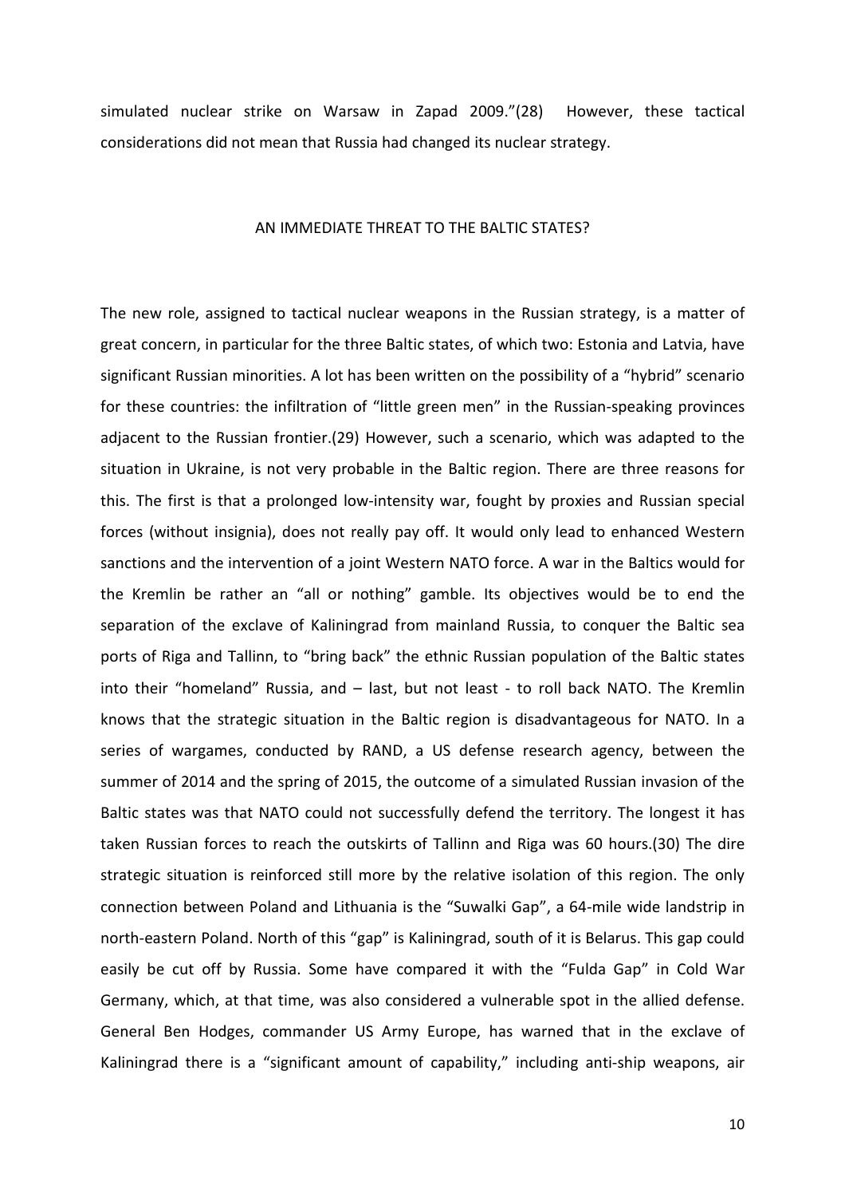simulated nuclear strike on Warsaw in Zapad 2009."(28) However, these tactical considerations did not mean that Russia had changed its nuclear strategy.

## AN IMMEDIATE THREAT TO THE BALTIC STATES?

The new role, assigned to tactical nuclear weapons in the Russian strategy, is a matter of great concern, in particular for the three Baltic states, of which two: Estonia and Latvia, have significant Russian minorities. A lot has been written on the possibility of a "hybrid" scenario for these countries: the infiltration of "little green men" in the Russian-speaking provinces adjacent to the Russian frontier.(29) However, such a scenario, which was adapted to the situation in Ukraine, is not very probable in the Baltic region. There are three reasons for this. The first is that a prolonged low-intensity war, fought by proxies and Russian special forces (without insignia), does not really pay off. It would only lead to enhanced Western sanctions and the intervention of a joint Western NATO force. A war in the Baltics would for the Kremlin be rather an "all or nothing" gamble. Its objectives would be to end the separation of the exclave of Kaliningrad from mainland Russia, to conquer the Baltic sea ports of Riga and Tallinn, to "bring back" the ethnic Russian population of the Baltic states into their "homeland" Russia, and – last, but not least - to roll back NATO. The Kremlin knows that the strategic situation in the Baltic region is disadvantageous for NATO. In a series of wargames, conducted by RAND, a US defense research agency, between the summer of 2014 and the spring of 2015, the outcome of a simulated Russian invasion of the Baltic states was that NATO could not successfully defend the territory. The longest it has taken Russian forces to reach the outskirts of Tallinn and Riga was 60 hours.(30) The dire strategic situation is reinforced still more by the relative isolation of this region. The only connection between Poland and Lithuania is the "Suwalki Gap", a 64-mile wide landstrip in north-eastern Poland. North of this "gap" is Kaliningrad, south of it is Belarus. This gap could easily be cut off by Russia. Some have compared it with the "Fulda Gap" in Cold War Germany, which, at that time, was also considered a vulnerable spot in the allied defense. General Ben Hodges, commander US Army Europe, has warned that in the exclave of Kaliningrad there is a "significant amount of capability," including anti-ship weapons, air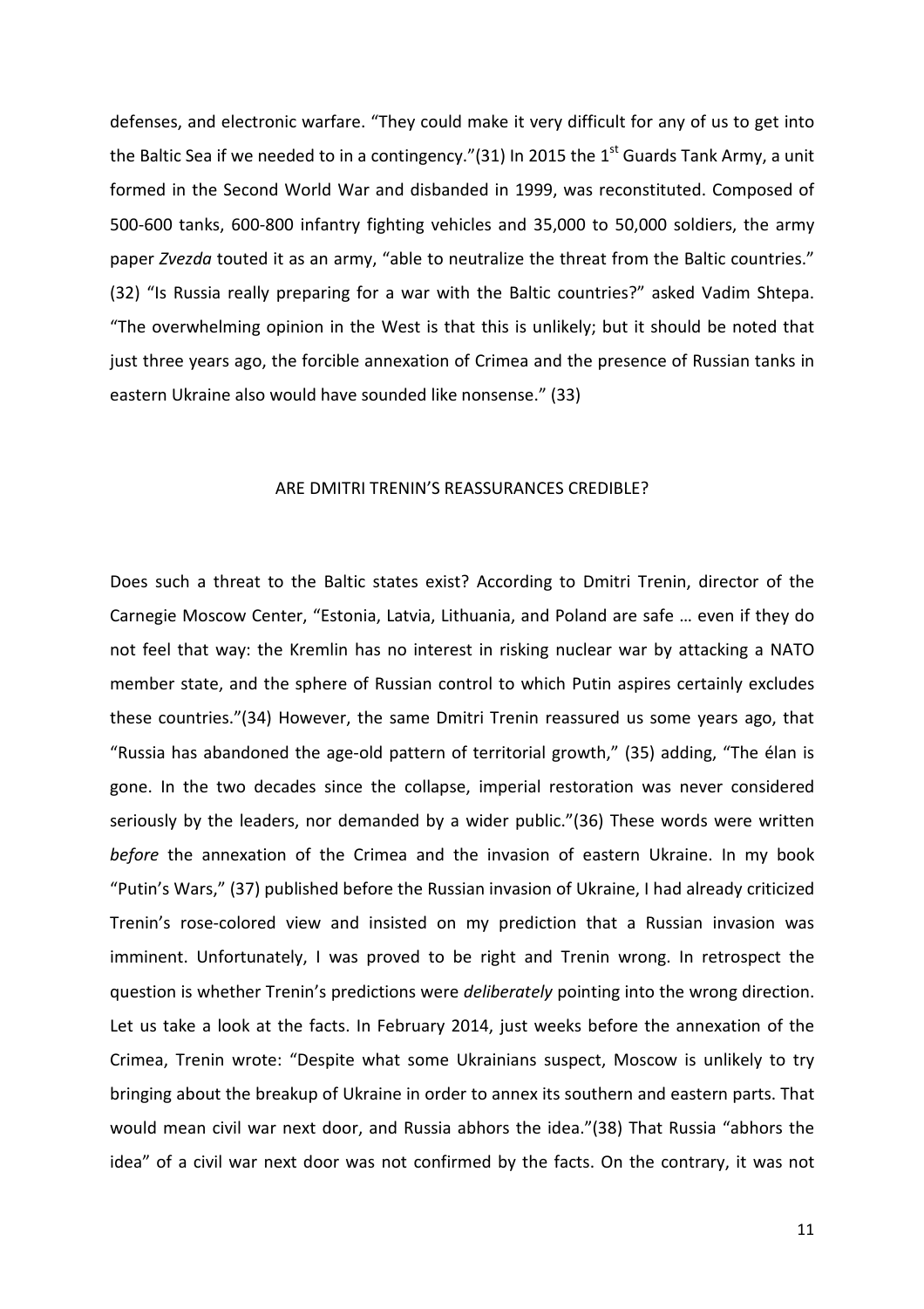defenses, and electronic warfare. “They could make it very difficult for any of us to get into the Baltic Sea if we needed to in a contingency.”(31) In 2015 the 1st Guards Tank Army, a unit formed in the Second World War and disbanded in 1999, was reconstituted. Composed of 500-600 tanks, 600-800 infantry fighting vehicles and 35,000 to 50,000 soldiers, the army paper *Zvezda* touted it as an army, “able to neutralize the threat from the Baltic countries.” (32) “Is Russia really preparing for a war with the Baltic countries?” asked Vadim Shtepa. “The overwhelming opinion in the West is that this is unlikely; but it should be noted that just three years ago, the forcible annexation of Crimea and the presence of Russian tanks in eastern Ukraine also would have sounded like nonsense.” (33)

## ARE DMITRI TRENIN’S REASSURANCES CREDIBLE?

Does such a threat to the Baltic states exist? According to Dmitri Trenin, director of the Carnegie Moscow Center, “Estonia, Latvia, Lithuania, and Poland are safe … even if they do not feel that way: the Kremlin has no interest in risking nuclear war by attacking a NATO member state, and the sphere of Russian control to which Putin aspires certainly excludes these countries.”(34) However, the same Dmitri Trenin reassured us some years ago, that “Russia has abandoned the age-old pattern of territorial growth,” (35) adding, “The élan is gone. In the two decades since the collapse, imperial restoration was never considered seriously by the leaders, nor demanded by a wider public.”(36) These words were written *before* the annexation of the Crimea and the invasion of eastern Ukraine. In my book “Putin’s Wars,” (37) published before the Russian invasion of Ukraine, I had already criticized Trenin’s rose-colored view and insisted on my prediction that a Russian invasion was imminent. Unfortunately, I was proved to be right and Trenin wrong. In retrospect the question is whether Trenin’s predictions were *deliberately* pointing into the wrong direction. Let us take a look at the facts. In February 2014, just weeks before the annexation of the Crimea, Trenin wrote: “Despite what some Ukrainians suspect, Moscow is unlikely to try bringing about the breakup of Ukraine in order to annex its southern and eastern parts. That would mean civil war next door, and Russia abhors the idea.”(38) That Russia “abhors the idea” of a civil war next door was not confirmed by the facts. On the contrary, it was not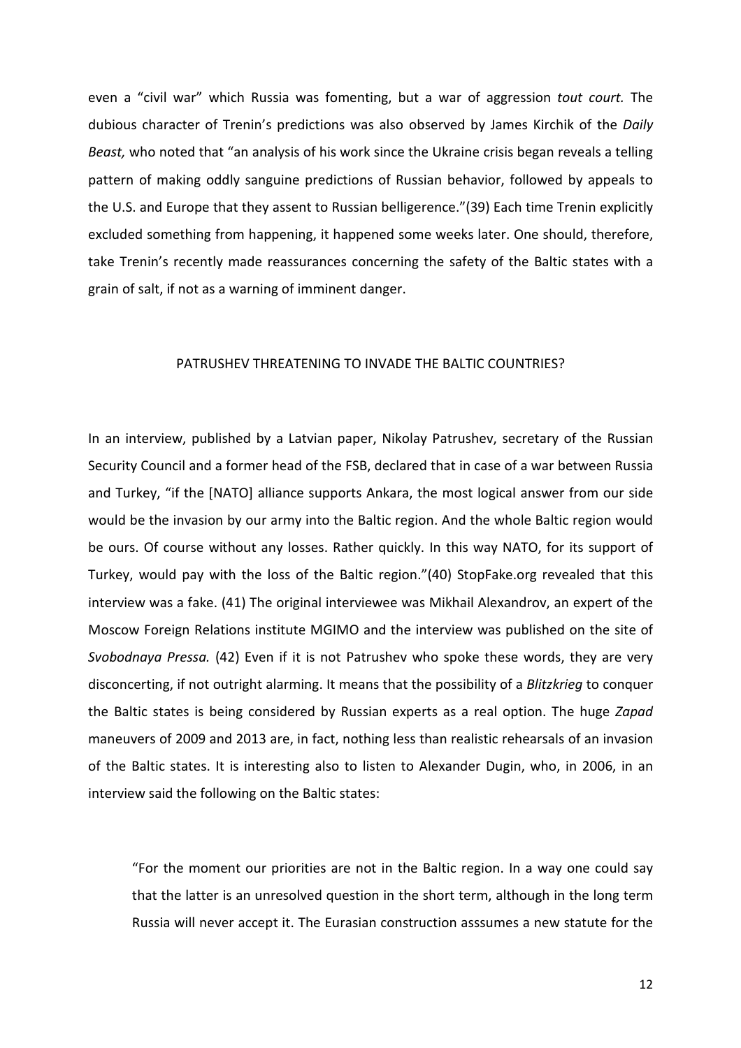even a "civil war" which Russia was fomenting, but a war of aggression *tout court.* The dubious character of Trenin's predictions was also observed by James Kirchik of the *Daily Beast,* who noted that "an analysis of his work since the Ukraine crisis began reveals a telling pattern of making oddly sanguine predictions of Russian behavior, followed by appeals to the U.S. and Europe that they assent to Russian belligerence."(39) Each time Trenin explicitly excluded something from happening, it happened some weeks later. One should, therefore, take Trenin's recently made reassurances concerning the safety of the Baltic states with a grain of salt, if not as a warning of imminent danger.

## PATRUSHEV THREATENING TO INVADE THE BALTIC COUNTRIES?

In an interview, published by a Latvian paper, Nikolay Patrushev, secretary of the Russian Security Council and a former head of the FSB, declared that in case of a war between Russia and Turkey, "if the [NATO] alliance supports Ankara, the most logical answer from our side would be the invasion by our army into the Baltic region. And the whole Baltic region would be ours. Of course without any losses. Rather quickly. In this way NATO, for its support of Turkey, would pay with the loss of the Baltic region."(40) StopFake.org revealed that this interview was a fake. (41) The original interviewee was Mikhail Alexandrov, an expert of the Moscow Foreign Relations institute MGIMO and the interview was published on the site of *Svobodnaya Pressa.* (42) Even if it is not Patrushev who spoke these words, they are very disconcerting, if not outright alarming. It means that the possibility of a *Blitzkrieg* to conquer the Baltic states is being considered by Russian experts as a real option. The huge *Zapad* maneuvers of 2009 and 2013 are, in fact, nothing less than realistic rehearsals of an invasion of the Baltic states. It is interesting also to listen to Alexander Dugin, who, in 2006, in an interview said the following on the Baltic states:

> "For the moment our priorities are not in the Baltic region. In a way one could say that the latter is an unresolved question in the short term, although in the long term Russia will never accept it. The Eurasian construction asssumes a new statute for the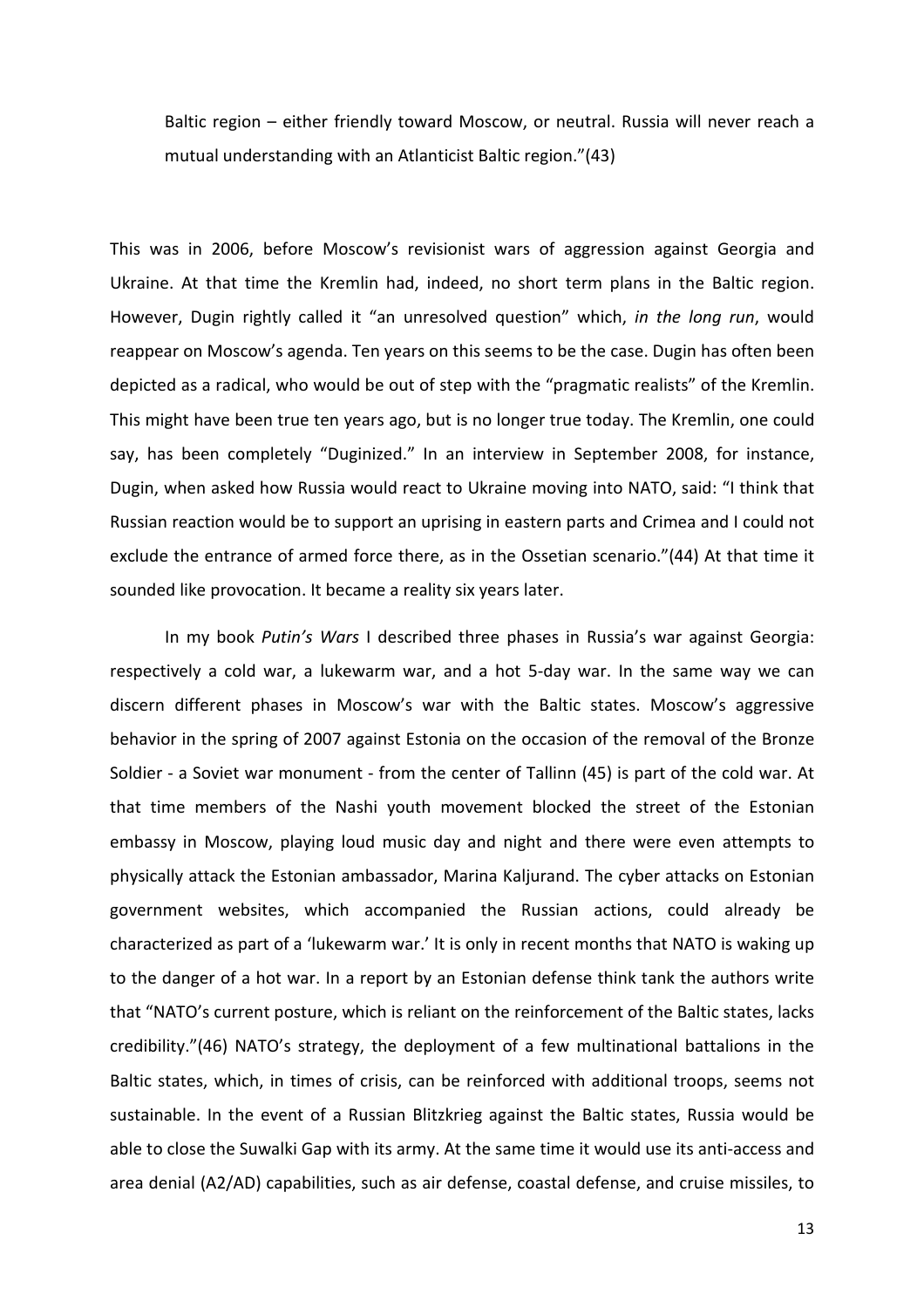Baltic region – either friendly toward Moscow, or neutral. Russia will never reach a mutual understanding with an Atlanticist Baltic region."(43)

This was in 2006, before Moscow's revisionist wars of aggression against Georgia and Ukraine. At that time the Kremlin had, indeed, no short term plans in the Baltic region. However, Dugin rightly called it "an unresolved question" which, *in the long run*, would reappear on Moscow's agenda. Ten years on this seems to be the case. Dugin has often been depicted as a radical, who would be out of step with the "pragmatic realists" of the Kremlin. This might have been true ten years ago, but is no longer true today. The Kremlin, one could say, has been completely "Duginized." In an interview in September 2008, for instance, Dugin, when asked how Russia would react to Ukraine moving into NATO, said: "I think that Russian reaction would be to support an uprising in eastern parts and Crimea and I could not exclude the entrance of armed force there, as in the Ossetian scenario."(44) At that time it sounded like provocation. It became a reality six years later.

In my book *Putin's Wars* I described three phases in Russia's war against Georgia: respectively a cold war, a lukewarm war, and a hot 5-day war. In the same way we can discern different phases in Moscow's war with the Baltic states. Moscow's aggressive behavior in the spring of 2007 against Estonia on the occasion of the removal of the Bronze Soldier - a Soviet war monument - from the center of Tallinn (45) is part of the cold war. At that time members of the Nashi youth movement blocked the street of the Estonian embassy in Moscow, playing loud music day and night and there were even attempts to physically attack the Estonian ambassador, Marina Kaljurand. The cyber attacks on Estonian government websites, which accompanied the Russian actions, could already be characterized as part of a 'lukewarm war.' It is only in recent months that NATO is waking up to the danger of a hot war. In a report by an Estonian defense think tank the authors write that "NATO's current posture, which is reliant on the reinforcement of the Baltic states, lacks credibility."(46) NATO's strategy, the deployment of a few multinational battalions in the Baltic states, which, in times of crisis, can be reinforced with additional troops, seems not sustainable. In the event of a Russian Blitzkrieg against the Baltic states, Russia would be able to close the Suwalki Gap with its army. At the same time it would use its anti-access and area denial (A2/AD) capabilities, such as air defense, coastal defense, and cruise missiles, to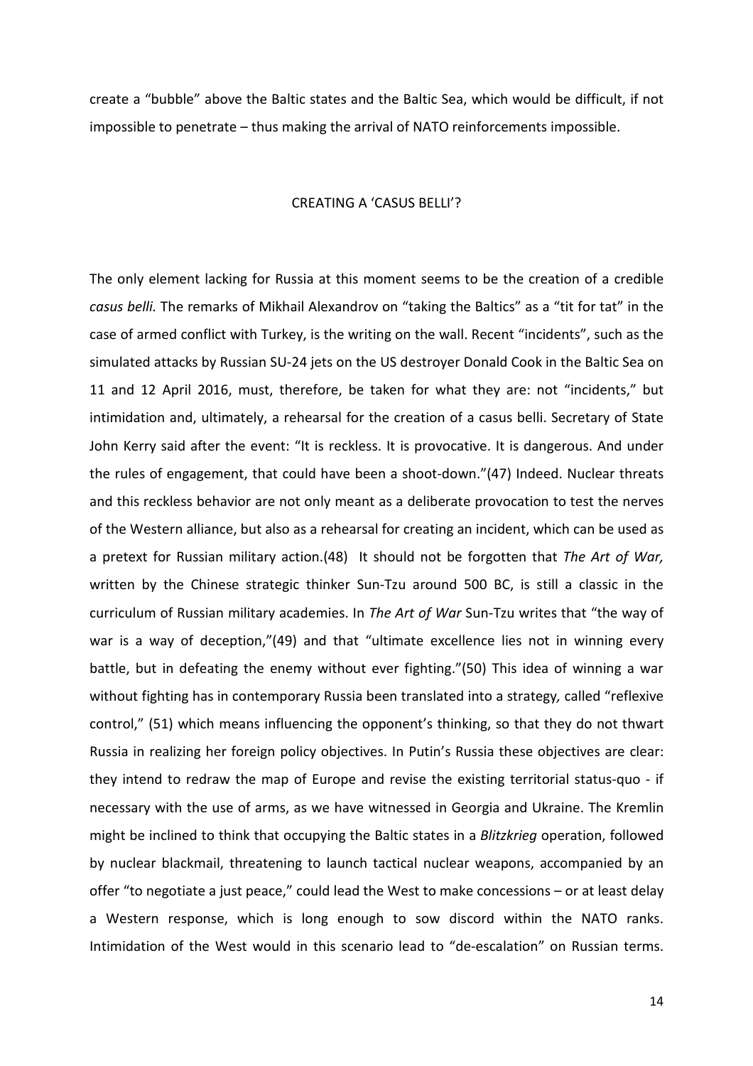create a "bubble" above the Baltic states and the Baltic Sea, which would be difficult, if not impossible to penetrate – thus making the arrival of NATO reinforcements impossible.

## CREATING A 'CASUS BELLI'?

The only element lacking for Russia at this moment seems to be the creation of a credible *casus belli.* The remarks of Mikhail Alexandrov on "taking the Baltics" as a "tit for tat" in the case of armed conflict with Turkey, is the writing on the wall. Recent "incidents", such as the simulated attacks by Russian SU-24 jets on the US destroyer Donald Cook in the Baltic Sea on 11 and 12 April 2016, must, therefore, be taken for what they are: not "incidents," but intimidation and, ultimately, a rehearsal for the creation of a casus belli. Secretary of State John Kerry said after the event: "It is reckless. It is provocative. It is dangerous. And under the rules of engagement, that could have been a shoot-down."(47) Indeed. Nuclear threats and this reckless behavior are not only meant as a deliberate provocation to test the nerves of the Western alliance, but also as a rehearsal for creating an incident, which can be used as a pretext for Russian military action.(48) It should not be forgotten that *The Art of War,* written by the Chinese strategic thinker Sun-Tzu around 500 BC, is still a classic in the curriculum of Russian military academies. In *The Art of War* Sun-Tzu writes that "the way of war is a way of deception,"(49) and that "ultimate excellence lies not in winning every battle, but in defeating the enemy without ever fighting."(50) This idea of winning a war without fighting has in contemporary Russia been translated into a strategy, called "reflexive control," (51) which means influencing the opponent's thinking, so that they do not thwart Russia in realizing her foreign policy objectives. In Putin's Russia these objectives are clear: they intend to redraw the map of Europe and revise the existing territorial status-quo - if necessary with the use of arms, as we have witnessed in Georgia and Ukraine. The Kremlin might be inclined to think that occupying the Baltic states in a *Blitzkrieg* operation, followed by nuclear blackmail, threatening to launch tactical nuclear weapons, accompanied by an offer "to negotiate a just peace," could lead the West to make concessions – or at least delay a Western response, which is long enough to sow discord within the NATO ranks. Intimidation of the West would in this scenario lead to "de-escalation" on Russian terms.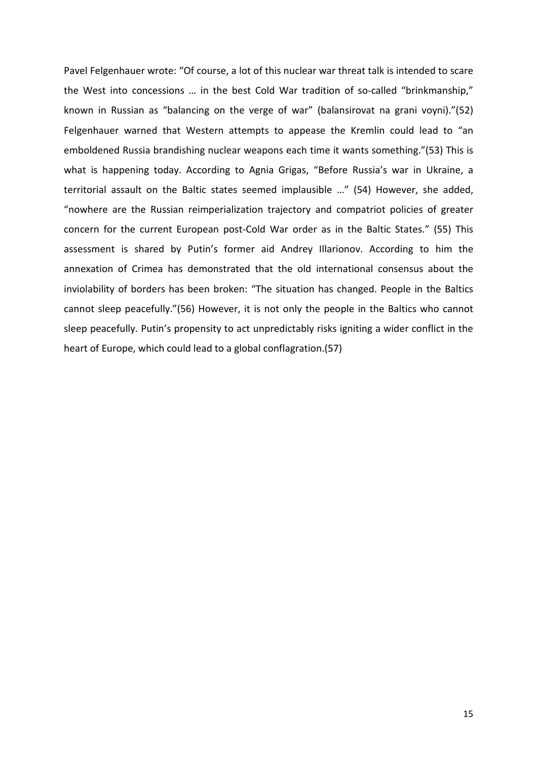Pavel Felgenhauer wrote: "Of course, a lot of this nuclear war threat talk is intended to scare the West into concessions … in the best Cold War tradition of so-called "brinkmanship," known in Russian as "balancing on the verge of war" (balansirovat na grani voyni)."(52) Felgenhauer warned that Western attempts to appease the Kremlin could lead to "an emboldened Russia brandishing nuclear weapons each time it wants something."(53) This is what is happening today. According to Agnia Grigas, "Before Russia's war in Ukraine, a territorial assault on the Baltic states seemed implausible …" (54) However, she added, "nowhere are the Russian reimperialization trajectory and compatriot policies of greater concern for the current European post-Cold War order as in the Baltic States." (55) This assessment is shared by Putin's former aid Andrey Illarionov. According to him the annexation of Crimea has demonstrated that the old international consensus about the inviolability of borders has been broken: "The situation has changed. People in the Baltics cannot sleep peacefully."(56) However, it is not only the people in the Baltics who cannot sleep peacefully. Putin's propensity to act unpredictably risks igniting a wider conflict in the heart of Europe, which could lead to a global conflagration.(57)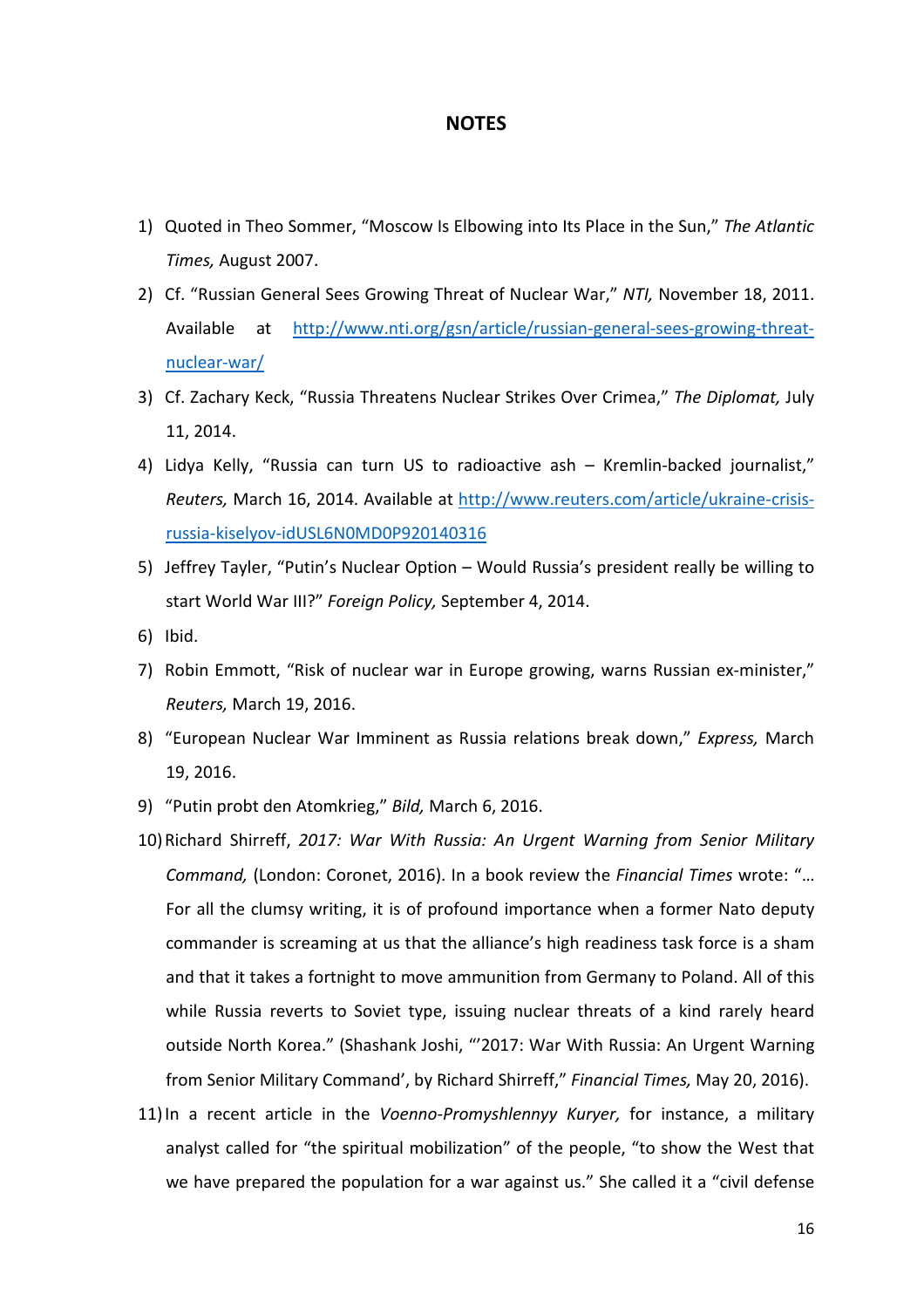## NOTES

1) Quoted in Theo Sommer, "Moscow Is Elbowing into Its Place in the Sun," *The Atlantic Times,* August 2007.
2) Cf. "Russian General Sees Growing Threat of Nuclear War," *NTI,* November 18, 2011. Available at http://www.nti.org/gsn/article/russian-general-sees-growing-threat-nuclear-war/
3) Cf. Zachary Keck, "Russia Threatens Nuclear Strikes Over Crimea," *The Diplomat,* July 11, 2014.
4) Lidya Kelly, "Russia can turn US to radioactive ash – Kremlin-backed journalist," *Reuters,* March 16, 2014. Available at http://www.reuters.com/article/ukraine-crisis-russia-kiselyov-idUSL6N0MD0P920140316
5) Jeffrey Tayler, "Putin's Nuclear Option – Would Russia's president really be willing to start World War III?" *Foreign Policy,* September 4, 2014.
6) Ibid.
7) Robin Emmott, "Risk of nuclear war in Europe growing, warns Russian ex-minister," *Reuters,* March 19, 2016.
8) "European Nuclear War Imminent as Russia relations break down," *Express,* March 19, 2016.
9) "Putin probt den Atomkrieg," *Bild,* March 6, 2016.
10) Richard Shirreff, *2017: War With Russia: An Urgent Warning from Senior Military Command,* (London: Coronet, 2016). In a book review the *Financial Times* wrote: "… For all the clumsy writing, it is of profound importance when a former Nato deputy commander is screaming at us that the alliance's high readiness task force is a sham and that it takes a fortnight to move ammunition from Germany to Poland. All of this while Russia reverts to Soviet type, issuing nuclear threats of a kind rarely heard outside North Korea." (Shashank Joshi, "'2017: War With Russia: An Urgent Warning from Senior Military Command', by Richard Shirreff," *Financial Times,* May 20, 2016).
11) In a recent article in the *Voenno-Promyshlennyy Kuryer,* for instance, a military analyst called for "the spiritual mobilization" of the people, "to show the West that we have prepared the population for a war against us." She called it a "civil defense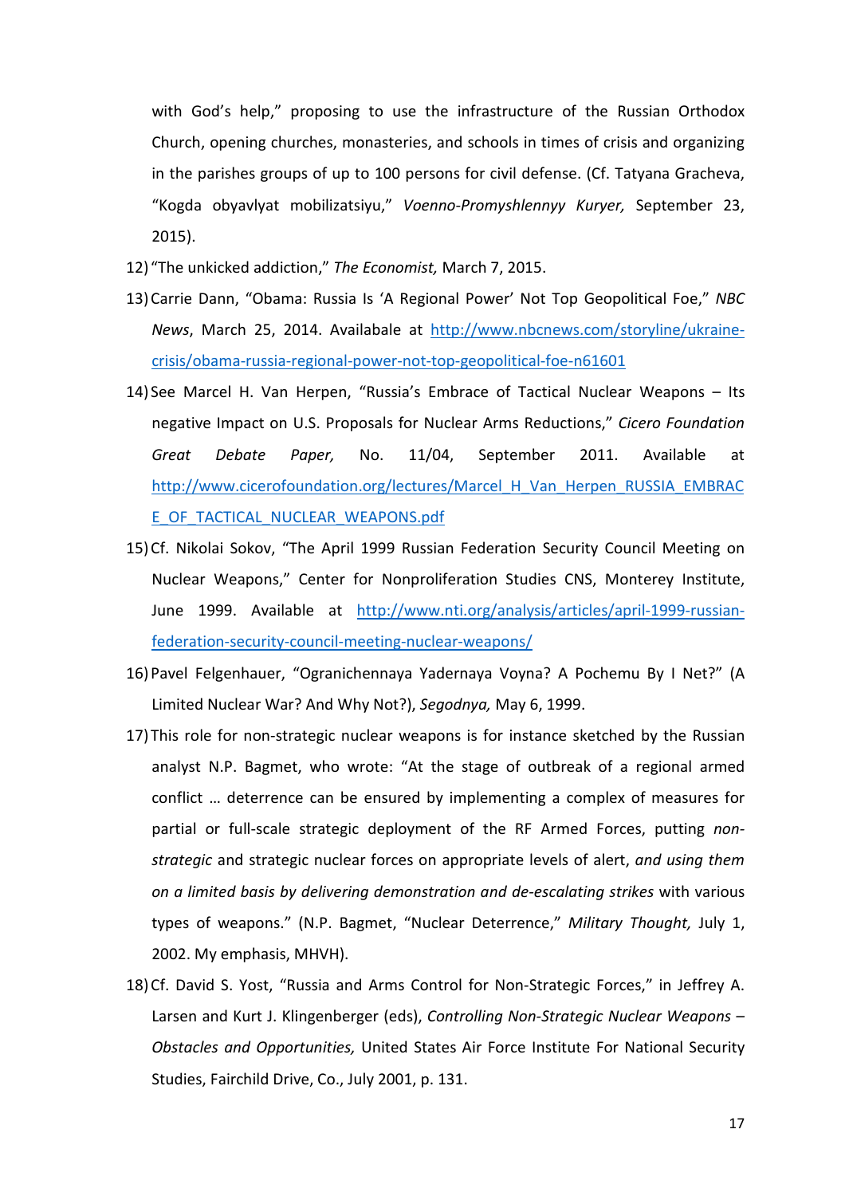with God's help," proposing to use the infrastructure of the Russian Orthodox Church, opening churches, monasteries, and schools in times of crisis and organizing in the parishes groups of up to 100 persons for civil defense. (Cf. Tatyana Gracheva, "Kogda obyavlyat mobilizatsiyu," *Voenno-Promyshlennyy Kuryer,* September 23, 2015).

12) "The unkicked addiction," *The Economist,* March 7, 2015.
13) Carrie Dann, "Obama: Russia Is 'A Regional Power' Not Top Geopolitical Foe," *NBC News*, March 25, 2014. Available at http://www.nbcnews.com/storyline/ukraine-crisis/obama-russia-regional-power-not-top-geopolitical-foe-n61601
14) See Marcel H. Van Herpen, "Russia's Embrace of Tactical Nuclear Weapons – Its negative Impact on U.S. Proposals for Nuclear Arms Reductions," *Cicero Foundation Great Debate Paper,* No. 11/04, September 2011. Available at http://www.cicerofoundation.org/lectures/Marcel_H_Van_Herpen_RUSSIA_EMBRACE_OF_TACTICAL_NUCLEAR_WEAPONS.pdf
15) Cf. Nikolai Sokov, "The April 1999 Russian Federation Security Council Meeting on Nuclear Weapons," Center for Nonproliferation Studies CNS, Monterey Institute, June 1999. Available at http://www.nti.org/analysis/articles/april-1999-russian-federation-security-council-meeting-nuclear-weapons/
16) Pavel Felgenhauer, "Ogranichennaya Yadernaya Voyna? A Pochemu By I Net?" (A Limited Nuclear War? And Why Not?), *Segodnya,* May 6, 1999.
17) This role for non-strategic nuclear weapons is for instance sketched by the Russian analyst N.P. Bagmet, who wrote: "At the stage of outbreak of a regional armed conflict … deterrence can be ensured by implementing a complex of measures for partial or full-scale strategic deployment of the RF Armed Forces, putting *non-strategic* and strategic nuclear forces on appropriate levels of alert, *and using them on a limited basis by delivering demonstration and de-escalating strikes* with various types of weapons." (N.P. Bagmet, "Nuclear Deterrence," *Military Thought,* July 1, 2002. My emphasis, MHVH).
18) Cf. David S. Yost, "Russia and Arms Control for Non-Strategic Forces," in Jeffrey A. Larsen and Kurt J. Klingenberger (eds), *Controlling Non-Strategic Nuclear Weapons – Obstacles and Opportunities,* United States Air Force Institute For National Security Studies, Fairchild Drive, Co., July 2001, p. 131.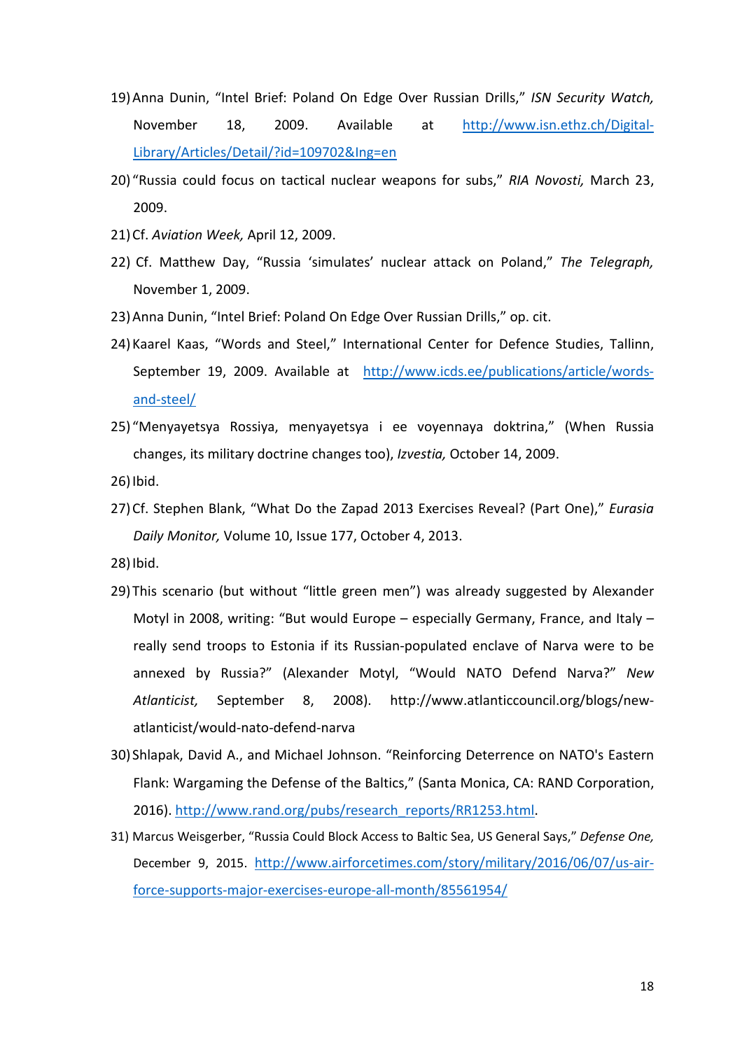19) Anna Dunin, "Intel Brief: Poland On Edge Over Russian Drills," *ISN Security Watch,* November 18, 2009. Available at http://www.isn.ethz.ch/Digital-Library/Articles/Detail/?id=109702&lng=en

20) "Russia could focus on tactical nuclear weapons for subs," *RIA Novosti,* March 23, 2009.

21) Cf. *Aviation Week,* April 12, 2009.

22) Cf. Matthew Day, "Russia 'simulates' nuclear attack on Poland," *The Telegraph,* November 1, 2009.

23) Anna Dunin, "Intel Brief: Poland On Edge Over Russian Drills," op. cit.

24) Kaarel Kaas, "Words and Steel," International Center for Defence Studies, Tallinn, September 19, 2009. Available at http://www.icds.ee/publications/article/words-and-steel/

25) "Menyayetsya Rossiya, menyayetsya i ee voyennaya doktrina," (When Russia changes, its military doctrine changes too), *Izvestia,* October 14, 2009.

26) Ibid.

27) Cf. Stephen Blank, "What Do the Zapad 2013 Exercises Reveal? (Part One)," *Eurasia Daily Monitor,* Volume 10, Issue 177, October 4, 2013.

28) Ibid.

29) This scenario (but without "little green men") was already suggested by Alexander Motyl in 2008, writing: "But would Europe – especially Germany, France, and Italy – really send troops to Estonia if its Russian-populated enclave of Narva were to be annexed by Russia?" (Alexander Motyl, "Would NATO Defend Narva?" *New Atlanticist,* September 8, 2008). http://www.atlanticcouncil.org/blogs/new-atlanticist/would-nato-defend-narva

30) Shlapak, David A., and Michael Johnson. "Reinforcing Deterrence on NATO's Eastern Flank: Wargaming the Defense of the Baltics," (Santa Monica, CA: RAND Corporation, 2016). http://www.rand.org/pubs/research_reports/RR1253.html.

31) Marcus Weisgerber, "Russia Could Block Access to Baltic Sea, US General Says," *Defense One,* December 9, 2015. http://www.airforcetimes.com/story/military/2016/06/07/us-air-force-supports-major-exercises-europe-all-month/85561954/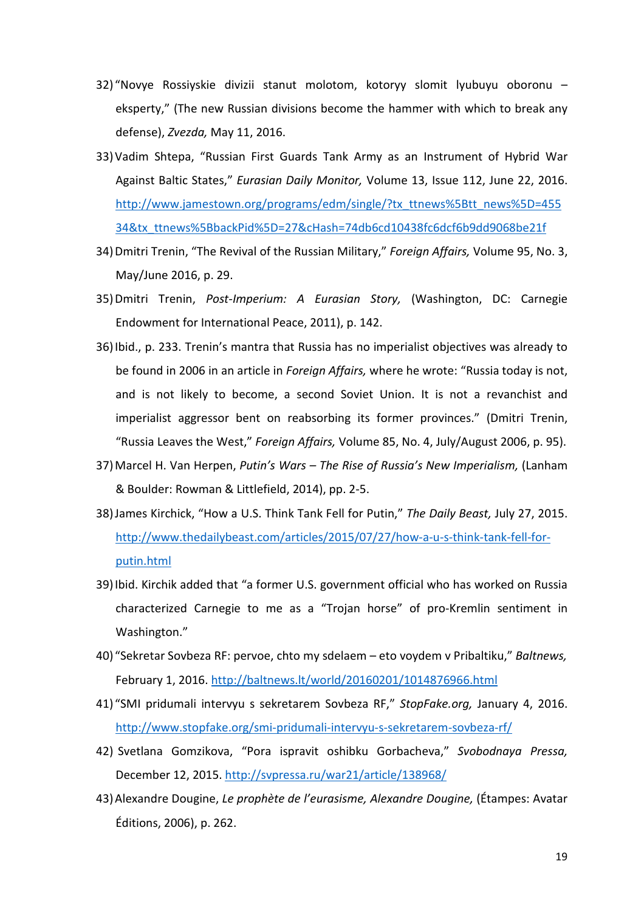32) "Novye Rossiyskie divizii stanut molotom, kotoryy slomit lyubuyu oboronu – eksperty," (The new Russian divisions become the hammer with which to break any defense), *Zvezda,* May 11, 2016.

33) Vadim Shtepa, "Russian First Guards Tank Army as an Instrument of Hybrid War Against Baltic States," *Eurasian Daily Monitor,* Volume 13, Issue 112, June 22, 2016. http://www.jamestown.org/programs/edm/single/?tx_ttnews%5Btt_news%5D=45534&tx_ttnews%5BbackPid%5D=27&cHash=74db6cd10438fc6dcf6b9dd9068be21f

34) Dmitri Trenin, "The Revival of the Russian Military," *Foreign Affairs,* Volume 95, No. 3, May/June 2016, p. 29.

35) Dmitri Trenin, *Post-Imperium: A Eurasian Story,* (Washington, DC: Carnegie Endowment for International Peace, 2011), p. 142.

36) Ibid., p. 233. Trenin's mantra that Russia has no imperialist objectives was already to be found in 2006 in an article in *Foreign Affairs,* where he wrote: "Russia today is not, and is not likely to become, a second Soviet Union. It is not a revanchist and imperialist aggressor bent on reabsorbing its former provinces." (Dmitri Trenin, "Russia Leaves the West," *Foreign Affairs,* Volume 85, No. 4, July/August 2006, p. 95).

37) Marcel H. Van Herpen, *Putin's Wars – The Rise of Russia's New Imperialism,* (Lanham & Boulder: Rowman & Littlefield, 2014), pp. 2-5.

38) James Kirchick, "How a U.S. Think Tank Fell for Putin," *The Daily Beast,* July 27, 2015. http://www.thedailybeast.com/articles/2015/07/27/how-a-u-s-think-tank-fell-for-putin.html

39) Ibid. Kirchik added that "a former U.S. government official who has worked on Russia characterized Carnegie to me as a "Trojan horse" of pro-Kremlin sentiment in Washington."

40) "Sekretar Sovbeza RF: pervoe, chto my sdelaem – eto voydem v Pribaltiku," *Baltnews,* February 1, 2016. http://baltnews.lt/world/20160201/1014876966.html

41) "SMI pridumali intervyu s sekretarem Sovbeza RF," *StopFake.org,* January 4, 2016. http://www.stopfake.org/smi-pridumali-intervyu-s-sekretarem-sovbeza-rf/

42) Svetlana Gomzikova, "Pora ispravit oshibku Gorbacheva," *Svobodnaya Pressa,* December 12, 2015. http://svpressa.ru/war21/article/138968/

43) Alexandre Dougine, *Le prophète de l'eurasisme, Alexandre Dougine,* (Étampes: Avatar Éditions, 2006), p. 262.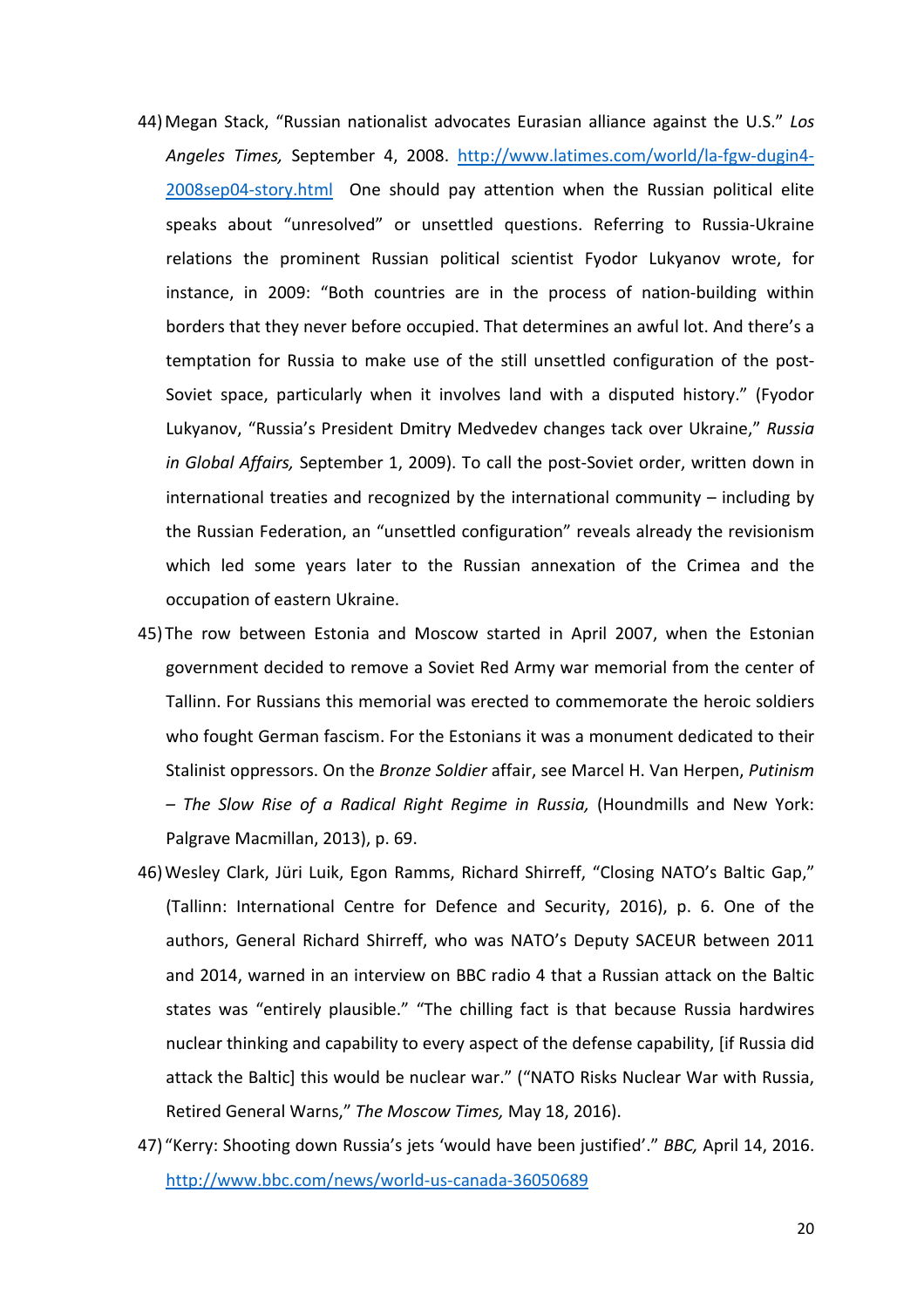44) Megan Stack, "Russian nationalist advocates Eurasian alliance against the U.S." *Los Angeles Times,* September 4, 2008. [http://www.latimes.com/world/la-fgw-dugin4-2008sep04-story.html](http://www.latimes.com/world/la-fgw-dugin4-2008sep04-story.html) One should pay attention when the Russian political elite speaks about "unresolved" or unsettled questions. Referring to Russia-Ukraine relations the prominent Russian political scientist Fyodor Lukyanov wrote, for instance, in 2009: "Both countries are in the process of nation-building within borders that they never before occupied. That determines an awful lot. And there's a temptation for Russia to make use of the still unsettled configuration of the post-Soviet space, particularly when it involves land with a disputed history." (Fyodor Lukyanov, "Russia's President Dmitry Medvedev changes tack over Ukraine," *Russia in Global Affairs,* September 1, 2009). To call the post-Soviet order, written down in international treaties and recognized by the international community – including by the Russian Federation, an "unsettled configuration" reveals already the revisionism which led some years later to the Russian annexation of the Crimea and the occupation of eastern Ukraine.

45) The row between Estonia and Moscow started in April 2007, when the Estonian government decided to remove a Soviet Red Army war memorial from the center of Tallinn. For Russians this memorial was erected to commemorate the heroic soldiers who fought German fascism. For the Estonians it was a monument dedicated to their Stalinist oppressors. On the *Bronze Soldier* affair, see Marcel H. Van Herpen, *Putinism – The Slow Rise of a Radical Right Regime in Russia,* (Houndmills and New York: Palgrave Macmillan, 2013), p. 69.

46) Wesley Clark, Jüri Luik, Egon Ramms, Richard Shirreff, "Closing NATO's Baltic Gap," (Tallinn: International Centre for Defence and Security, 2016), p. 6. One of the authors, General Richard Shirreff, who was NATO's Deputy SACEUR between 2011 and 2014, warned in an interview on BBC radio 4 that a Russian attack on the Baltic states was "entirely plausible." "The chilling fact is that because Russia hardwires nuclear thinking and capability to every aspect of the defense capability, [if Russia did attack the Baltic] this would be nuclear war." ("NATO Risks Nuclear War with Russia, Retired General Warns," *The Moscow Times,* May 18, 2016).

47) "Kerry: Shooting down Russia's jets 'would have been justified'." *BBC,* April 14, 2016. [http://www.bbc.com/news/world-us-canada-36050689](http://www.bbc.com/news/world-us-canada-36050689)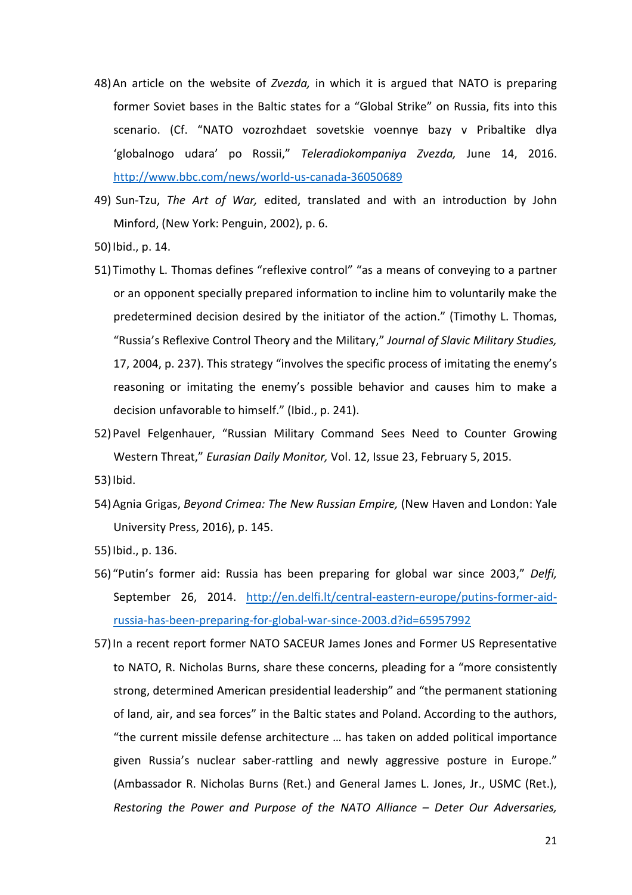48) An article on the website of *Zvezda,* in which it is argued that NATO is preparing former Soviet bases in the Baltic states for a "Global Strike" on Russia, fits into this scenario. (Cf. "NATO vozrozhdaet sovetskie voennye bazy v Pribaltike dlya 'globalnogo udara' po Rossii," *Teleradiokompaniya Zvezda,* June 14, 2016. http://www.bbc.com/news/world-us-canada-36050689

49) Sun-Tzu, *The Art of War,* edited, translated and with an introduction by John Minford, (New York: Penguin, 2002), p. 6.

50) Ibid., p. 14.

51) Timothy L. Thomas defines "reflexive control" "as a means of conveying to a partner or an opponent specially prepared information to incline him to voluntarily make the predetermined decision desired by the initiator of the action." (Timothy L. Thomas, "Russia's Reflexive Control Theory and the Military," *Journal of Slavic Military Studies,* 17, 2004, p. 237). This strategy "involves the specific process of imitating the enemy's reasoning or imitating the enemy's possible behavior and causes him to make a decision unfavorable to himself." (Ibid., p. 241).

52) Pavel Felgenhauer, "Russian Military Command Sees Need to Counter Growing Western Threat," *Eurasian Daily Monitor,* Vol. 12, Issue 23, February 5, 2015.

53) Ibid.

54) Agnia Grigas, *Beyond Crimea: The New Russian Empire,* (New Haven and London: Yale University Press, 2016), p. 145.

55) Ibid., p. 136.

56) "Putin's former aid: Russia has been preparing for global war since 2003," *Delfi,* September 26, 2014. http://en.delfi.lt/central-eastern-europe/putins-former-aid-russia-has-been-preparing-for-global-war-since-2003.d?id=65957992

57) In a recent report former NATO SACEUR James Jones and Former US Representative to NATO, R. Nicholas Burns, share these concerns, pleading for a "more consistently strong, determined American presidential leadership" and "the permanent stationing of land, air, and sea forces" in the Baltic states and Poland. According to the authors, "the current missile defense architecture … has taken on added political importance given Russia's nuclear saber-rattling and newly aggressive posture in Europe." (Ambassador R. Nicholas Burns (Ret.) and General James L. Jones, Jr., USMC (Ret.), *Restoring the Power and Purpose of the NATO Alliance – Deter Our Adversaries,*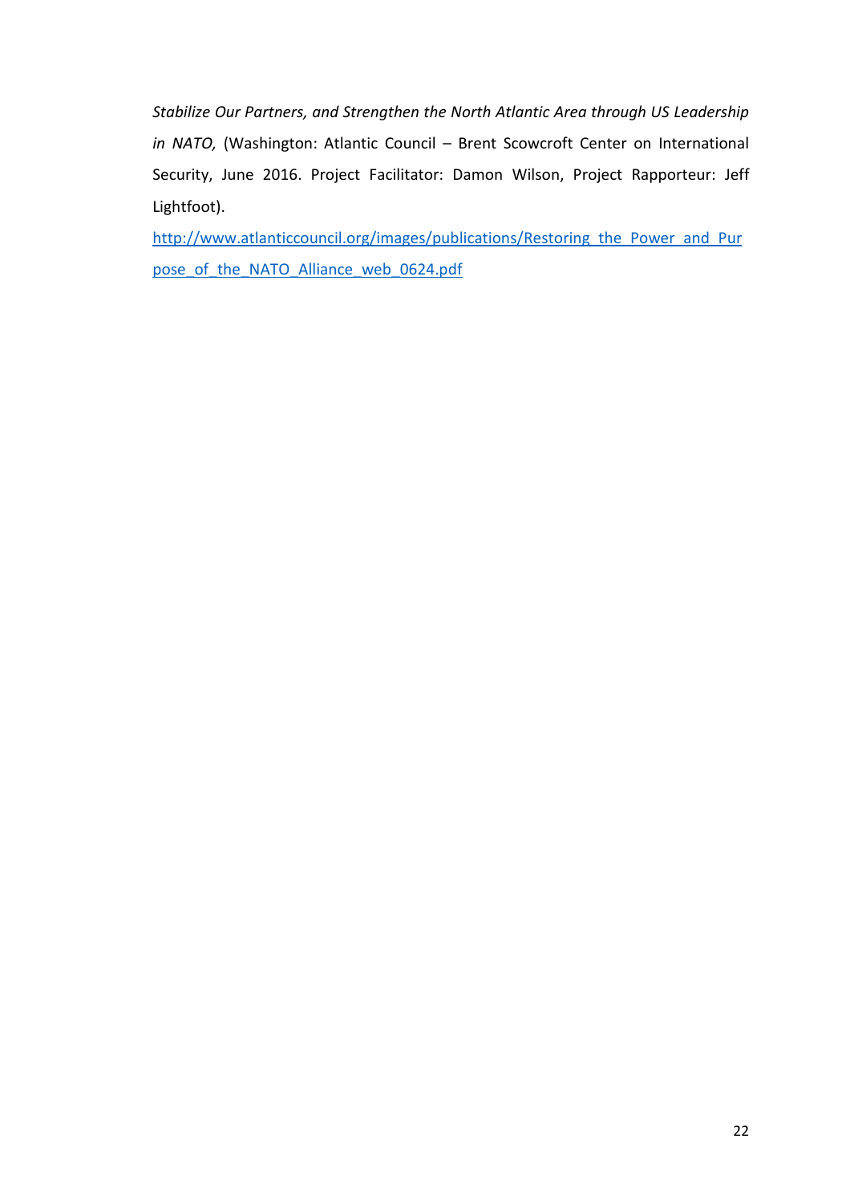*Stabilize Our Partners, and Strengthen the North Atlantic Area through US Leadership in NATO,* (Washington: Atlantic Council – Brent Scowcroft Center on International Security, June 2016. Project Facilitator: Damon Wilson, Project Rapporteur: Jeff Lightfoot).

http://www.atlanticcouncil.org/images/publications/Restoring_the_Power_and_Purpose_of_the_NATO_Alliance_web_0624.pdf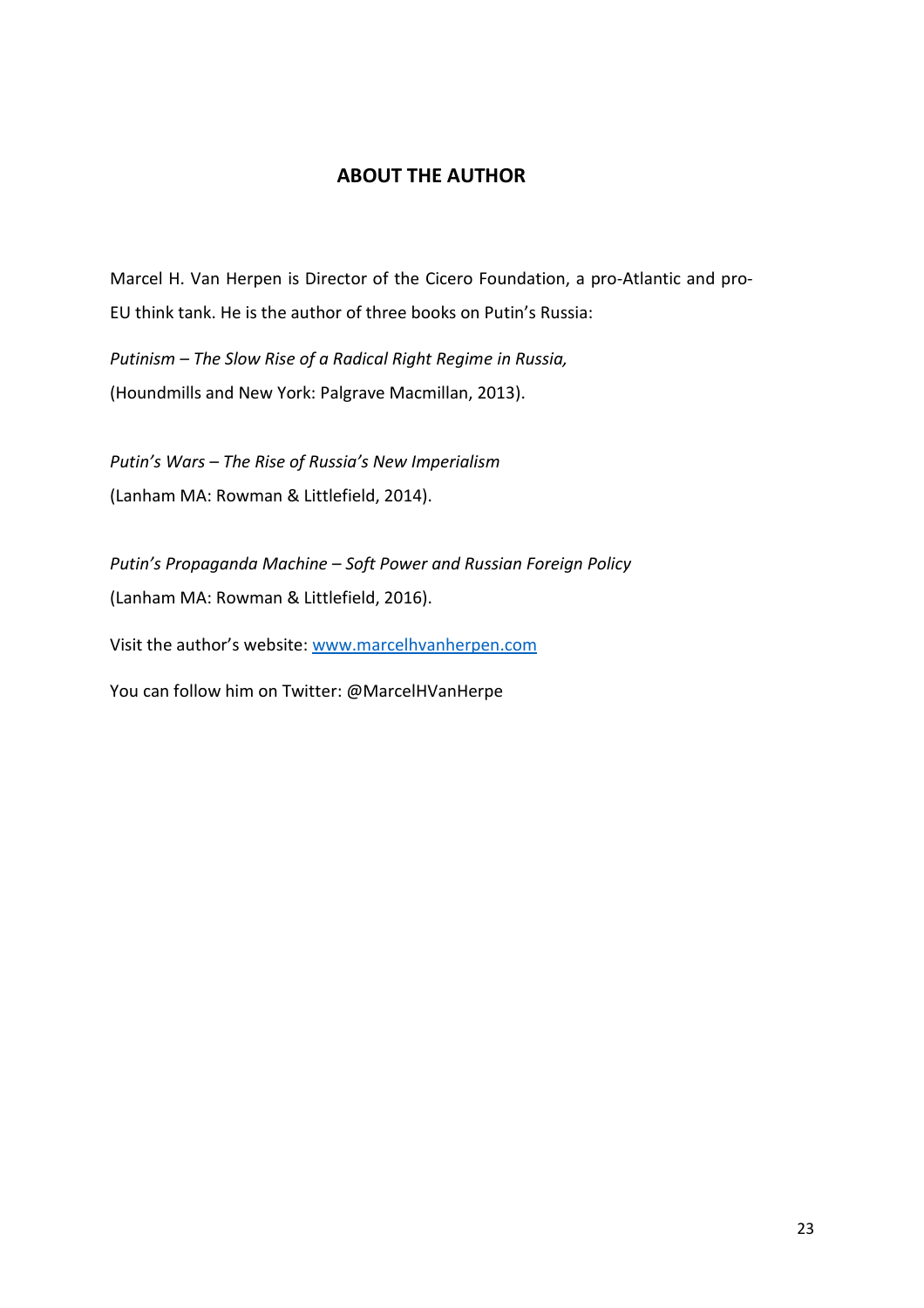## ABOUT THE AUTHOR

Marcel H. Van Herpen is Director of the Cicero Foundation, a pro-Atlantic and pro-EU think tank. He is the author of three books on Putin's Russia:

*Putinism – The Slow Rise of a Radical Right Regime in Russia,*
(Houndmills and New York: Palgrave Macmillan, 2013).

*Putin's Wars – The Rise of Russia's New Imperialism*
(Lanham MA: Rowman & Littlefield, 2014).

*Putin's Propaganda Machine – Soft Power and Russian Foreign Policy*
(Lanham MA: Rowman & Littlefield, 2016).

Visit the author's website: [www.marcelhvanherpen.com](http://www.marcelhvanherpen.com)

You can follow him on Twitter: @MarcelHVanHerpe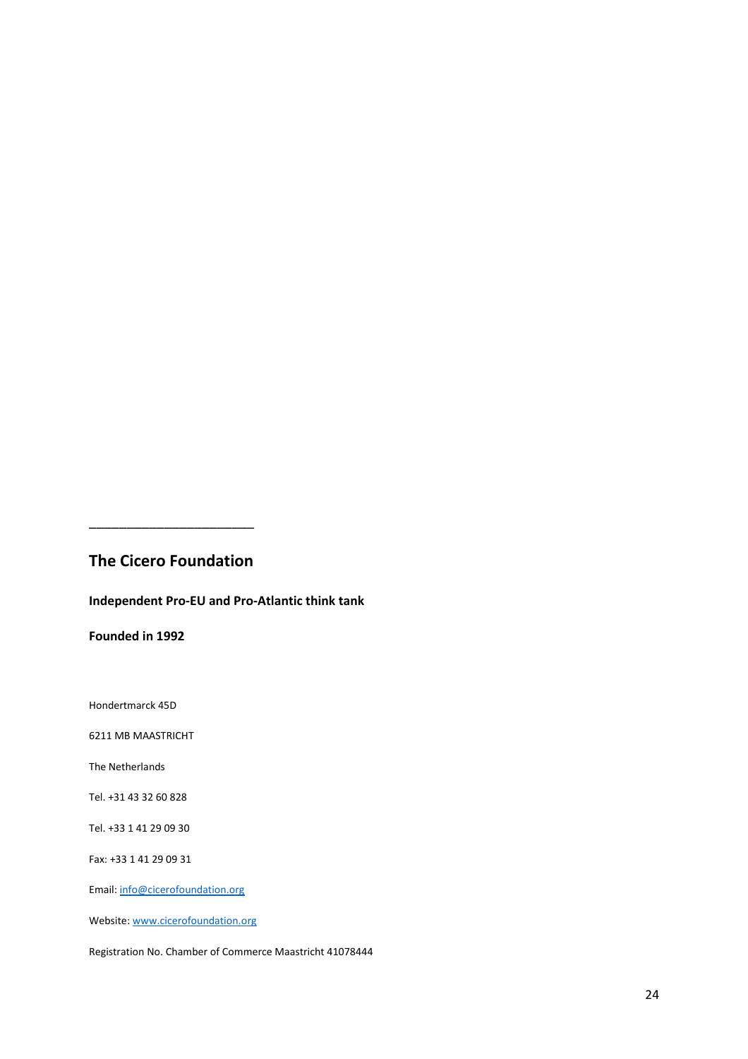_________________________

## The Cicero Foundation

**Independent Pro-EU and Pro-Atlantic think tank**

**Founded in 1992**

Hondertmarck 45D

6211 MB MAASTRICHT

The Netherlands

Tel. +31 43 32 60 828

Tel. +33 1 41 29 09 30

Fax: +33 1 41 29 09 31

Email: info@cicerofoundation.org

Website: www.cicerofoundation.org

Registration No. Chamber of Commerce Maastricht 41078444